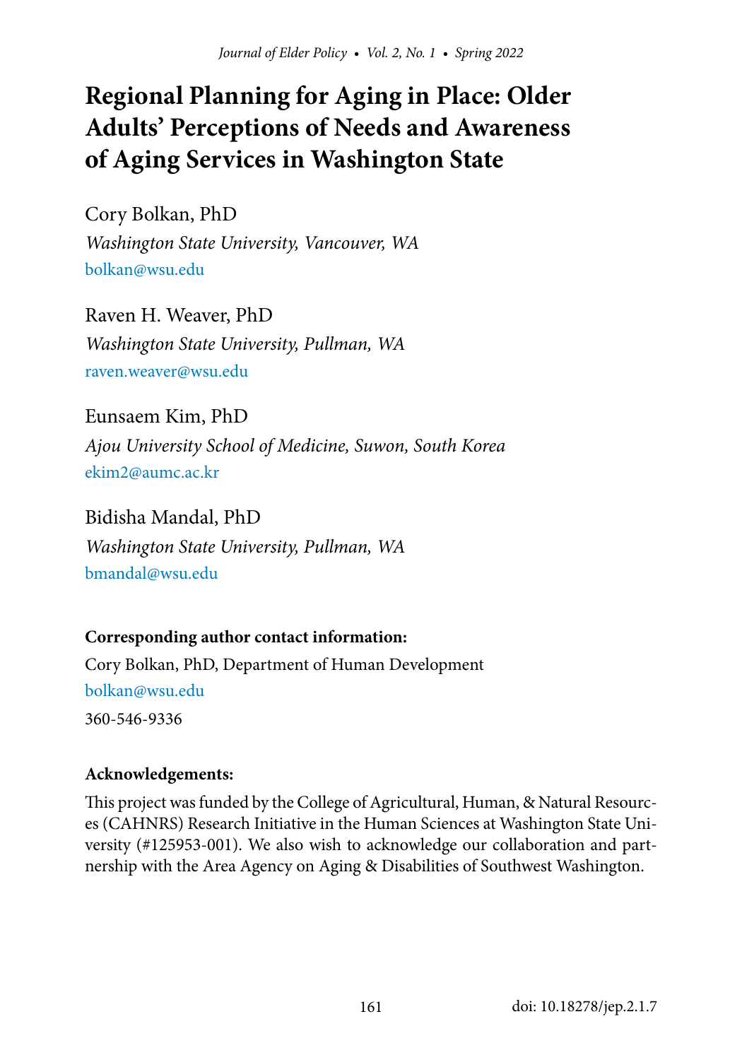# Regional Planning for Aging in Place: Older Adults' Perceptions of Needs and Awareness of Aging Services in Washington State

Cory Bolkan, PhD
*Washington State University, Vancouver, WA*
bolkan@wsu.edu

Raven H. Weaver, PhD
*Washington State University, Pullman, WA*
raven.weaver@wsu.edu

Eunsaem Kim, PhD
*Ajou University School of Medicine, Suwon, South Korea*
ekim2@aumc.ac.kr

Bidisha Mandal, PhD
*Washington State University, Pullman, WA*
bmandal@wsu.edu

**Corresponding author contact information:**
Cory Bolkan, PhD, Department of Human Development
bolkan@wsu.edu
360-546-9336

**Acknowledgements:**
This project was funded by the College of Agricultural, Human, & Natural Resources (CAHNRS) Research Initiative in the Human Sciences at Washington State University (#125953-001). We also wish to acknowledge our collaboration and partnership with the Area Agency on Aging & Disabilities of Southwest Washington.

doi: 10.18278/jep.2.1.7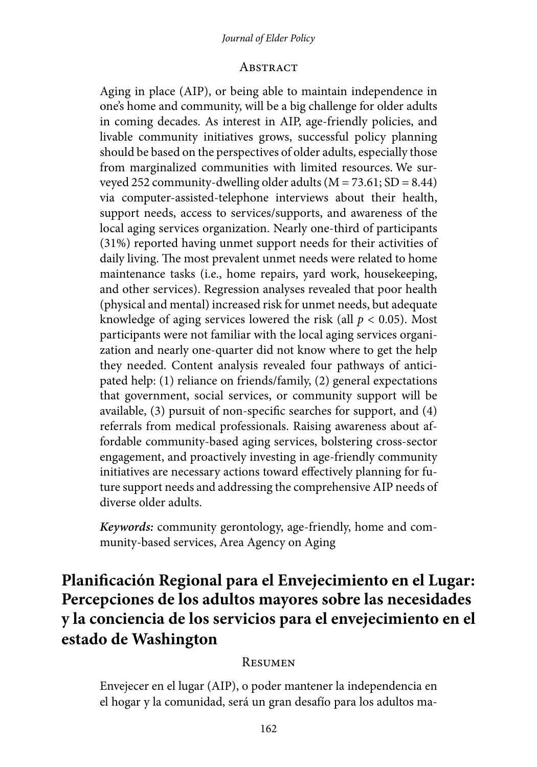## Abstract

Aging in place (AIP), or being able to maintain independence in one's home and community, will be a big challenge for older adults in coming decades. As interest in AIP, age-friendly policies, and livable community initiatives grows, successful policy planning should be based on the perspectives of older adults, especially those from marginalized communities with limited resources. We surveyed 252 community-dwelling older adults ($M = 73.61$; $SD = 8.44$) via computer-assisted-telephone interviews about their health, support needs, access to services/supports, and awareness of the local aging services organization. Nearly one-third of participants (31%) reported having unmet support needs for their activities of daily living. The most prevalent unmet needs were related to home maintenance tasks (i.e., home repairs, yard work, housekeeping, and other services). Regression analyses revealed that poor health (physical and mental) increased risk for unmet needs, but adequate knowledge of aging services lowered the risk (all $p < 0.05$). Most participants were not familiar with the local aging services organization and nearly one-quarter did not know where to get the help they needed. Content analysis revealed four pathways of anticipated help: (1) reliance on friends/family, (2) general expectations that government, social services, or community support will be available, (3) pursuit of non-specific searches for support, and (4) referrals from medical professionals. Raising awareness about affordable community-based aging services, bolstering cross-sector engagement, and proactively investing in age-friendly community initiatives are necessary actions toward effectively planning for future support needs and addressing the comprehensive AIP needs of diverse older adults.

***Keywords:*** community gerontology, age-friendly, home and community-based services, Area Agency on Aging

# Planificación Regional para el Envejecimiento en el Lugar: Percepciones de los adultos mayores sobre las necesidades y la conciencia de los servicios para el envejecimiento en el estado de Washington

## Resumen

Envejecer en el lugar (AIP), o poder mantener la independencia en el hogar y la comunidad, será un gran desafío para los adultos ma-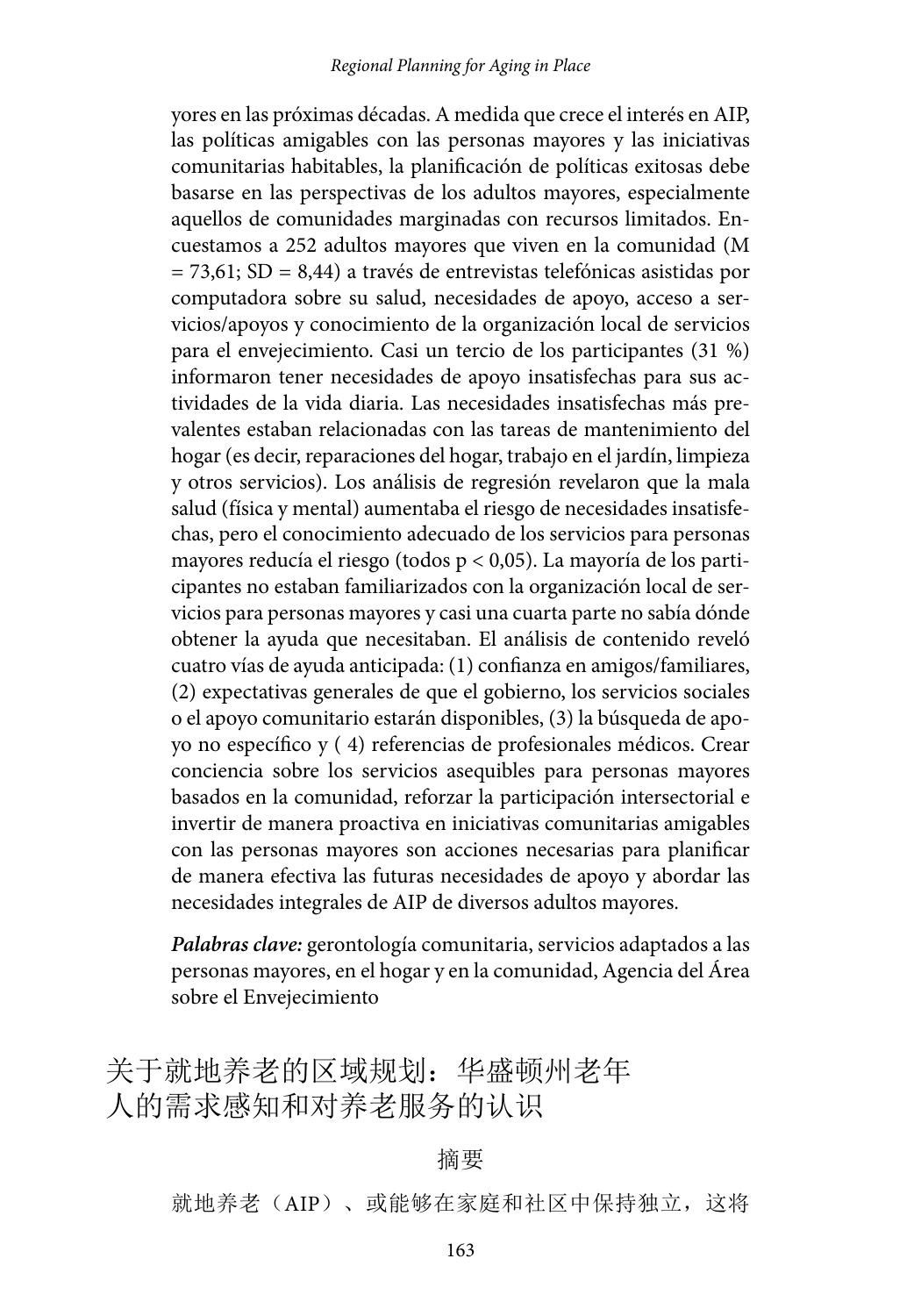yores en las próximas décadas. A medida que crece el interés en AIP, las políticas amigables con las personas mayores y las iniciativas comunitarias habitables, la planificación de políticas exitosas debe basarse en las perspectivas de los adultos mayores, especialmente aquellos de comunidades marginadas con recursos limitados. Encuestamos a 252 adultos mayores que viven en la comunidad ($M = 73{,}61$; $SD = 8{,}44$) a través de entrevistas telefónicas asistidas por computadora sobre su salud, necesidades de apoyo, acceso a servicios/apoyos y conocimiento de la organización local de servicios para el envejecimiento. Casi un tercio de los participantes (31 %) informaron tener necesidades de apoyo insatisfechas para sus actividades de la vida diaria. Las necesidades insatisfechas más prevalentes estaban relacionadas con las tareas de mantenimiento del hogar (es decir, reparaciones del hogar, trabajo en el jardín, limpieza y otros servicios). Los análisis de regresión revelaron que la mala salud (física y mental) aumentaba el riesgo de necesidades insatisfechas, pero el conocimiento adecuado de los servicios para personas mayores reducía el riesgo (todos $p < 0{,}05$). La mayoría de los participantes no estaban familiarizados con la organización local de servicios para personas mayores y casi una cuarta parte no sabía dónde obtener la ayuda que necesitaban. El análisis de contenido reveló cuatro vías de ayuda anticipada: (1) confianza en amigos/familiares, (2) expectativas generales de que el gobierno, los servicios sociales o el apoyo comunitario estarán disponibles, (3) la búsqueda de apoyo no específico y ( 4) referencias de profesionales médicos. Crear conciencia sobre los servicios asequibles para personas mayores basados en la comunidad, reforzar la participación intersectorial e invertir de manera proactiva en iniciativas comunitarias amigables con las personas mayores son acciones necesarias para planificar de manera efectiva las futuras necesidades de apoyo y abordar las necesidades integrales de AIP de diversos adultos mayores.

***Palabras clave:*** gerontología comunitaria, servicios adaptados a las personas mayores, en el hogar y en la comunidad, Agencia del Área sobre el Envejecimiento

## 关于就地养老的区域规划：华盛顿州老年人的需求感知和对养老服务的认识

### 摘要

就地养老（AIP）、或能够在家庭和社区中保持独立，这将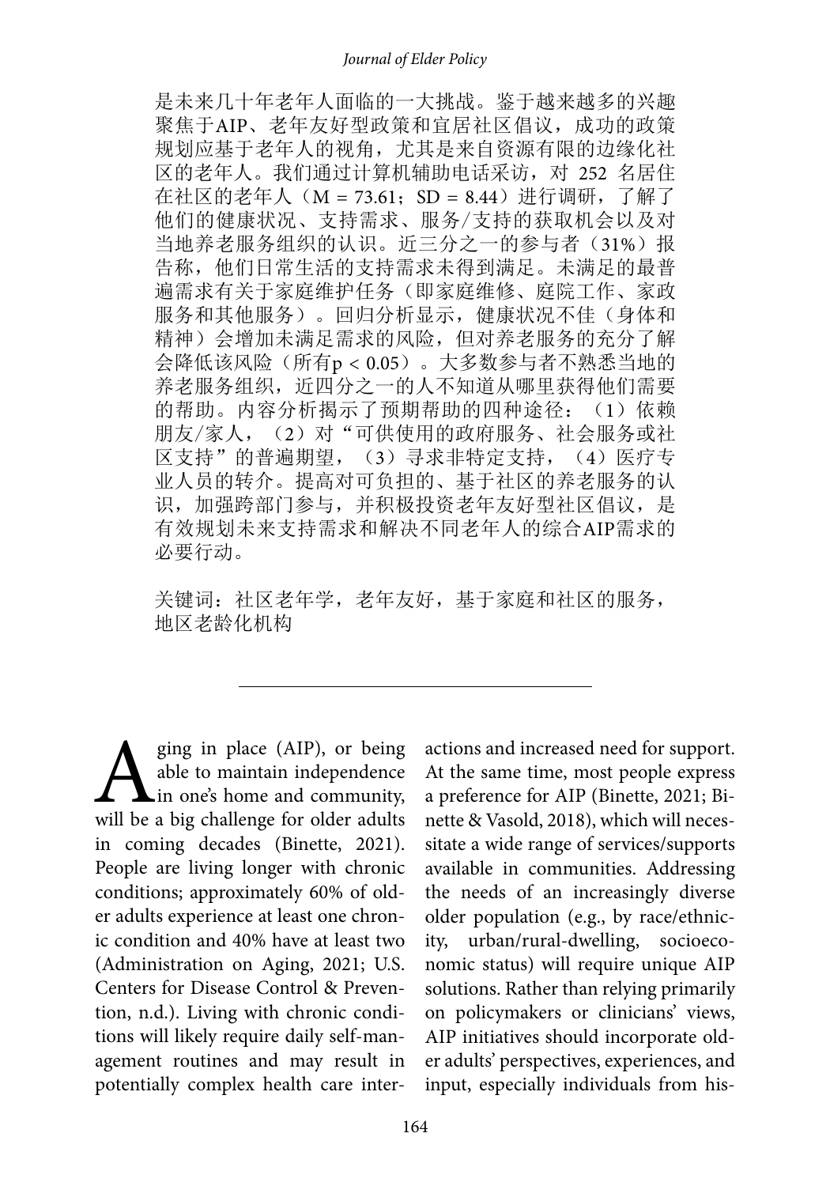是未来几十年老年人面临的一大挑战。鉴于越来越多的兴趣聚焦于AIP、老年友好型政策和宜居社区倡议，成功的政策规划应基于老年人的视角，尤其是来自资源有限的边缘化社区的老年人。我们通过计算机辅助电话采访，对 252 名居住在社区的老年人（M = 73.61；SD = 8.44）进行调研，了解了他们的健康状况、支持需求、服务/支持的获取机会以及对当地养老服务组织的认识。近三分之一的参与者（31%）报告称，他们日常生活的支持需求未得到满足。未满足的最普遍需求有关于家庭维护任务（即家庭维修、庭院工作、家政服务和其他服务）。回归分析显示，健康状况不佳（身体和精神）会增加未满足需求的风险，但对养老服务的充分了解会降低该风险（所有$p < 0.05$）。大多数参与者不熟悉当地的养老服务组织，近四分之一的人不知道从哪里获得他们需要的帮助。内容分析揭示了预期帮助的四种途径：（1）依赖朋友/家人，（2）对“可供使用的政府服务、社会服务或社区支持”的普遍期望，（3）寻求非特定支持，（4）医疗专业人员的转介。提高对可负担的、基于社区的养老服务的认识，加强跨部门参与，并积极投资老年友好型社区倡议，是有效规划未来支持需求和解决不同老年人的综合AIP需求的必要行动。

关键词：社区老年学，老年友好，基于家庭和社区的服务，地区老龄化机构

---

Aging in place (AIP), or being able to maintain independence in one's home and community, will be a big challenge for older adults in coming decades (Binette, 2021). People are living longer with chronic conditions; approximately 60% of older adults experience at least one chronic condition and 40% have at least two (Administration on Aging, 2021; U.S. Centers for Disease Control & Prevention, n.d.). Living with chronic conditions will likely require daily self-management routines and may result in potentially complex health care interactions and increased need for support. At the same time, most people express a preference for AIP (Binette, 2021; Binette & Vasold, 2018), which will necessitate a wide range of services/supports available in communities. Addressing the needs of an increasingly diverse older population (e.g., by race/ethnicity, urban/rural-dwelling, socioeconomic status) will require unique AIP solutions. Rather than relying primarily on policymakers or clinicians' views, AIP initiatives should incorporate older adults' perspectives, experiences, and input, especially individuals from his-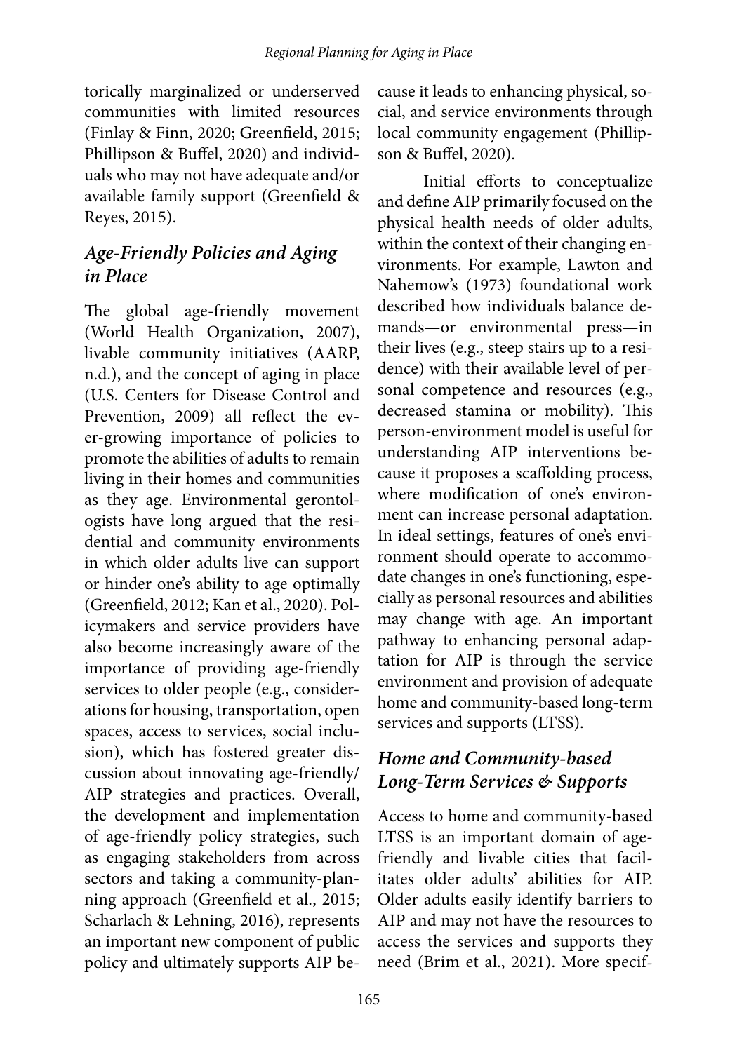torically marginalized or underserved communities with limited resources (Finlay & Finn, 2020; Greenfield, 2015; Phillipson & Buffel, 2020) and individuals who may not have adequate and/or available family support (Greenfield & Reyes, 2015).

## *Age-Friendly Policies and Aging in Place*

The global age-friendly movement (World Health Organization, 2007), livable community initiatives (AARP, n.d.), and the concept of aging in place (U.S. Centers for Disease Control and Prevention, 2009) all reflect the ever-growing importance of policies to promote the abilities of adults to remain living in their homes and communities as they age. Environmental gerontologists have long argued that the residential and community environments in which older adults live can support or hinder one's ability to age optimally (Greenfield, 2012; Kan et al., 2020). Policymakers and service providers have also become increasingly aware of the importance of providing age-friendly services to older people (e.g., considerations for housing, transportation, open spaces, access to services, social inclusion), which has fostered greater discussion about innovating age-friendly/AIP strategies and practices. Overall, the development and implementation of age-friendly policy strategies, such as engaging stakeholders from across sectors and taking a community-planning approach (Greenfield et al., 2015; Scharlach & Lehning, 2016), represents an important new component of public policy and ultimately supports AIP because it leads to enhancing physical, social, and service environments through local community engagement (Phillipson & Buffel, 2020).

Initial efforts to conceptualize and define AIP primarily focused on the physical health needs of older adults, within the context of their changing environments. For example, Lawton and Nahemow's (1973) foundational work described how individuals balance demands—or environmental press—in their lives (e.g., steep stairs up to a residence) with their available level of personal competence and resources (e.g., decreased stamina or mobility). This person-environment model is useful for understanding AIP interventions because it proposes a scaffolding process, where modification of one's environment can increase personal adaptation. In ideal settings, features of one's environment should operate to accommodate changes in one's functioning, especially as personal resources and abilities may change with age. An important pathway to enhancing personal adaptation for AIP is through the service environment and provision of adequate home and community-based long-term services and supports (LTSS).

## *Home and Community-based Long-Term Services & Supports*

Access to home and community-based LTSS is an important domain of age-friendly and livable cities that facilitates older adults' abilities for AIP. Older adults easily identify barriers to AIP and may not have the resources to access the services and supports they need (Brim et al., 2021). More specif-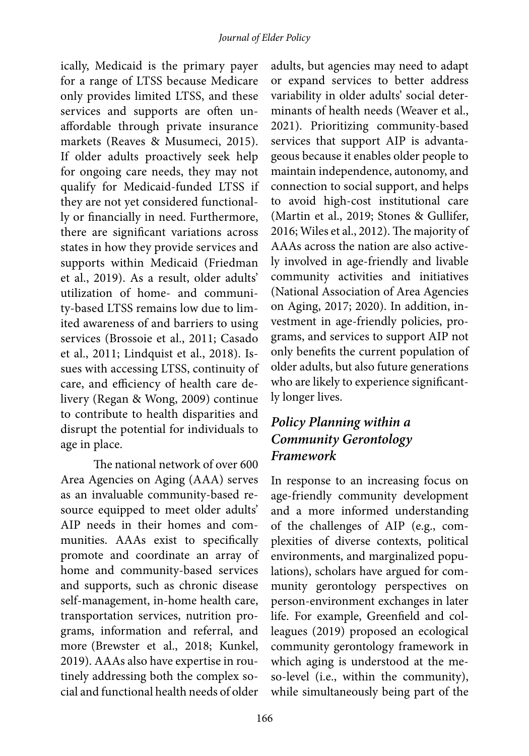ically, Medicaid is the primary payer for a range of LTSS because Medicare only provides limited LTSS, and these services and supports are often unaffordable through private insurance markets (Reaves & Musumeci, 2015). If older adults proactively seek help for ongoing care needs, they may not qualify for Medicaid-funded LTSS if they are not yet considered functionally or financially in need. Furthermore, there are significant variations across states in how they provide services and supports within Medicaid (Friedman et al., 2019). As a result, older adults' utilization of home- and community-based LTSS remains low due to limited awareness of and barriers to using services (Brossoie et al., 2011; Casado et al., 2011; Lindquist et al., 2018). Issues with accessing LTSS, continuity of care, and efficiency of health care delivery (Regan & Wong, 2009) continue to contribute to health disparities and disrupt the potential for individuals to age in place.

The national network of over 600 Area Agencies on Aging (AAA) serves as an invaluable community-based resource equipped to meet older adults' AIP needs in their homes and communities. AAAs exist to specifically promote and coordinate an array of home and community-based services and supports, such as chronic disease self-management, in-home health care, transportation services, nutrition programs, information and referral, and more (Brewster et al., 2018; Kunkel, 2019). AAAs also have expertise in routinely addressing both the complex social and functional health needs of older adults, but agencies may need to adapt or expand services to better address variability in older adults' social determinants of health needs (Weaver et al., 2021). Prioritizing community-based services that support AIP is advantageous because it enables older people to maintain independence, autonomy, and connection to social support, and helps to avoid high-cost institutional care (Martin et al., 2019; Stones & Gullifer, 2016; Wiles et al., 2012). The majority of AAAs across the nation are also actively involved in age-friendly and livable community activities and initiatives (National Association of Area Agencies on Aging, 2017; 2020). In addition, investment in age-friendly policies, programs, and services to support AIP not only benefits the current population of older adults, but also future generations who are likely to experience significantly longer lives.

### *Policy Planning within a Community Gerontology Framework*

In response to an increasing focus on age-friendly community development and a more informed understanding of the challenges of AIP (e.g., complexities of diverse contexts, political environments, and marginalized populations), scholars have argued for community gerontology perspectives on person-environment exchanges in later life. For example, Greenfield and colleagues (2019) proposed an ecological community gerontology framework in which aging is understood at the meso-level (i.e., within the community), while simultaneously being part of the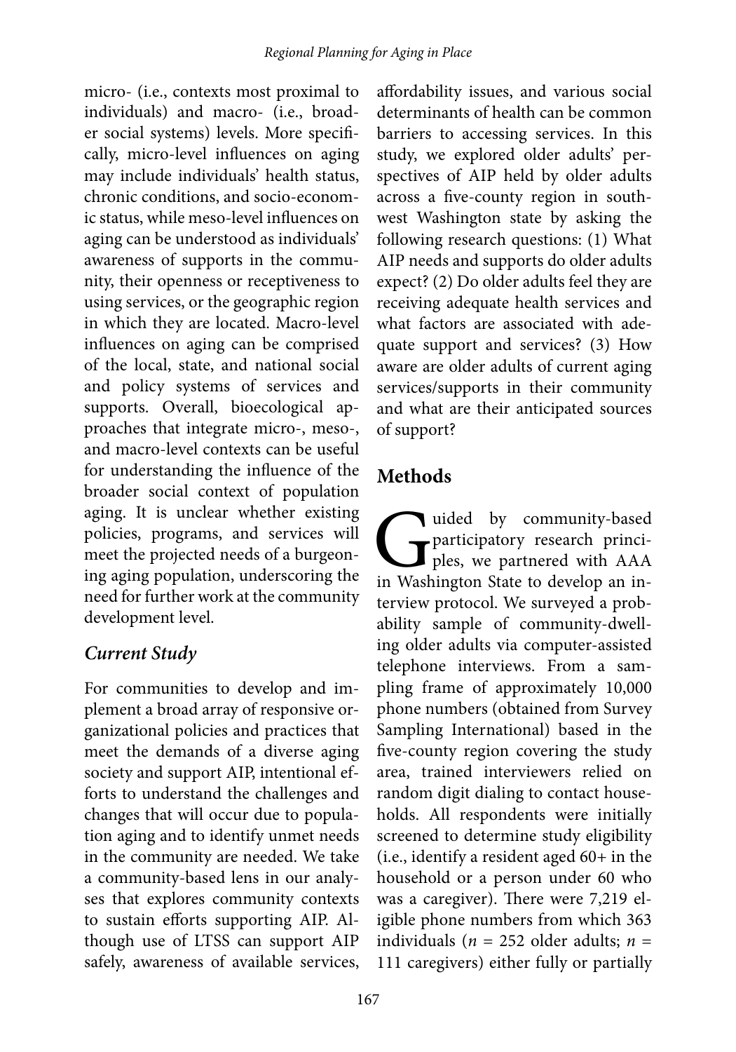micro- (i.e., contexts most proximal to individuals) and macro- (i.e., broader social systems) levels. More specifically, micro-level influences on aging may include individuals' health status, chronic conditions, and socio-economic status, while meso-level influences on aging can be understood as individuals' awareness of supports in the community, their openness or receptiveness to using services, or the geographic region in which they are located. Macro-level influences on aging can be comprised of the local, state, and national social and policy systems of services and supports. Overall, bioecological approaches that integrate micro-, meso-, and macro-level contexts can be useful for understanding the influence of the broader social context of population aging. It is unclear whether existing policies, programs, and services will meet the projected needs of a burgeoning aging population, underscoring the need for further work at the community development level.

### *Current Study*

For communities to develop and implement a broad array of responsive organizational policies and practices that meet the demands of a diverse aging society and support AIP, intentional efforts to understand the challenges and changes that will occur due to population aging and to identify unmet needs in the community are needed. We take a community-based lens in our analyses that explores community contexts to sustain efforts supporting AIP. Although use of LTSS can support AIP safely, awareness of available services, affordability issues, and various social determinants of health can be common barriers to accessing services. In this study, we explored older adults' perspectives of AIP held by older adults across a five-county region in southwest Washington state by asking the following research questions: (1) What AIP needs and supports do older adults expect? (2) Do older adults feel they are receiving adequate health services and what factors are associated with adequate support and services? (3) How aware are older adults of current aging services/supports in their community and what are their anticipated sources of support?

## Methods

Guided by community-based participatory research principles, we partnered with AAA in Washington State to develop an interview protocol. We surveyed a probability sample of community-dwelling older adults via computer-assisted telephone interviews. From a sampling frame of approximately 10,000 phone numbers (obtained from Survey Sampling International) based in the five-county region covering the study area, trained interviewers relied on random digit dialing to contact households. All respondents were initially screened to determine study eligibility (i.e., identify a resident aged 60+ in the household or a person under 60 who was a caregiver). There were 7,219 eligible phone numbers from which 363 individuals ($n$ = 252 older adults; $n$ = 111 caregivers) either fully or partially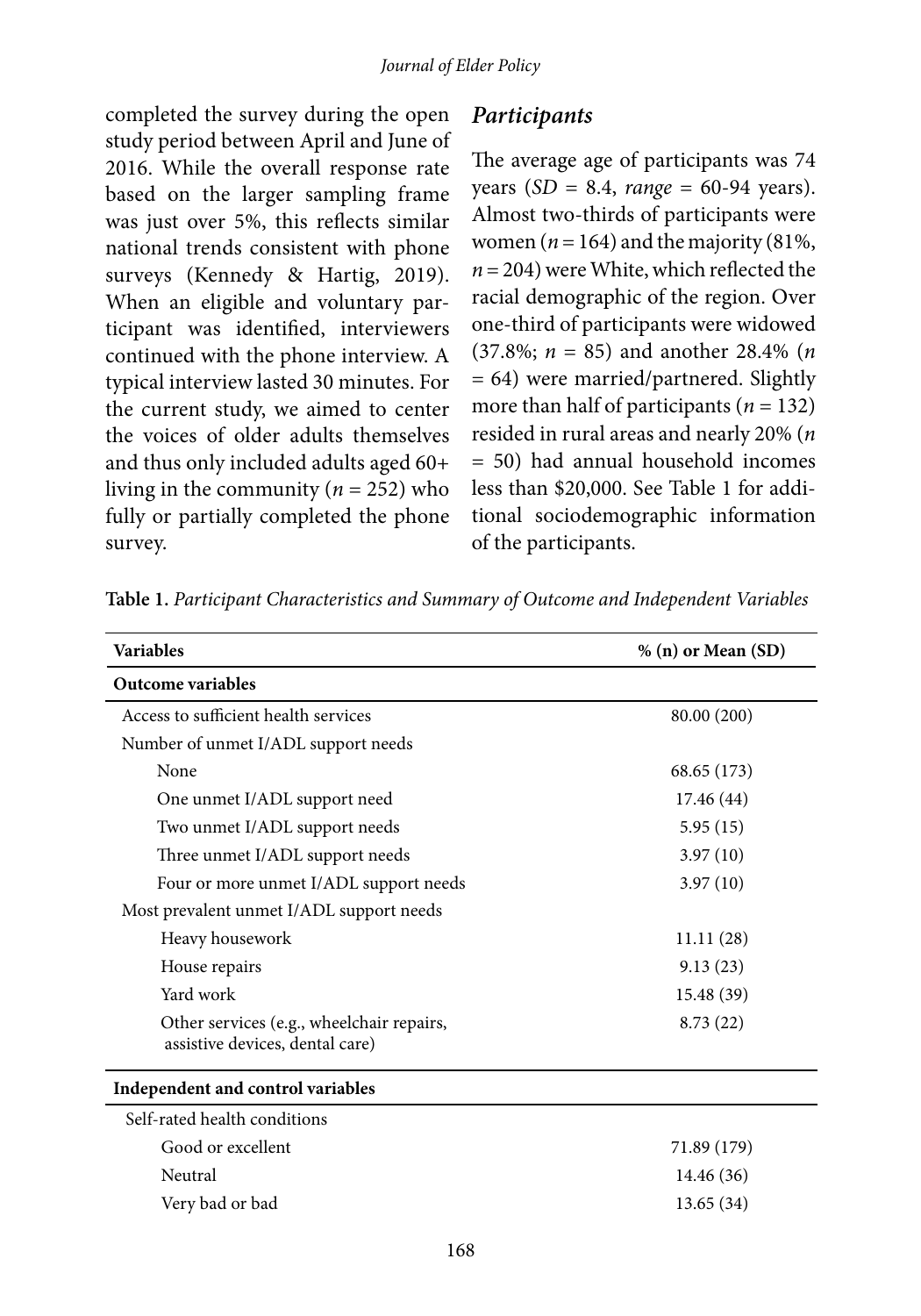completed the survey during the open study period between April and June of 2016. While the overall response rate based on the larger sampling frame was just over 5%, this reflects similar national trends consistent with phone surveys (Kennedy & Hartig, 2019). When an eligible and voluntary participant was identified, interviewers continued with the phone interview. A typical interview lasted 30 minutes. For the current study, we aimed to center the voices of older adults themselves and thus only included adults aged 60+ living in the community ($n$ = 252) who fully or partially completed the phone survey.

### *Participants*

The average age of participants was 74 years ($SD$ = 8.4, *range* = 60-94 years). Almost two-thirds of participants were women ($n$ = 164) and the majority (81%, $n$ = 204) were White, which reflected the racial demographic of the region. Over one-third of participants were widowed (37.8%; $n$ = 85) and another 28.4% ($n$ = 64) were married/partnered. Slightly more than half of participants ($n$ = 132) resided in rural areas and nearly 20% ($n$ = 50) had annual household incomes less than $20,000. See Table 1 for additional sociodemographic information of the participants.

**Table 1.** *Participant Characteristics and Summary of Outcome and Independent Variables*

| Variables | % (n) or Mean (SD) |
|---|---|
| **Outcome variables** | |
| Access to sufficient health services | 80.00 (200) |
| Number of unmet I/ADL support needs | |
| None | 68.65 (173) |
| One unmet I/ADL support need | 17.46 (44) |
| Two unmet I/ADL support needs | 5.95 (15) |
| Three unmet I/ADL support needs | 3.97 (10) |
| Four or more unmet I/ADL support needs | 3.97 (10) |
| Most prevalent unmet I/ADL support needs | |
| Heavy housework | 11.11 (28) |
| House repairs | 9.13 (23) |
| Yard work | 15.48 (39) |
| Other services (e.g., wheelchair repairs, assistive devices, dental care) | 8.73 (22) |
| **Independent and control variables** | |
| Self-rated health conditions | |
| Good or excellent | 71.89 (179) |
| Neutral | 14.46 (36) |
| Very bad or bad | 13.65 (34) |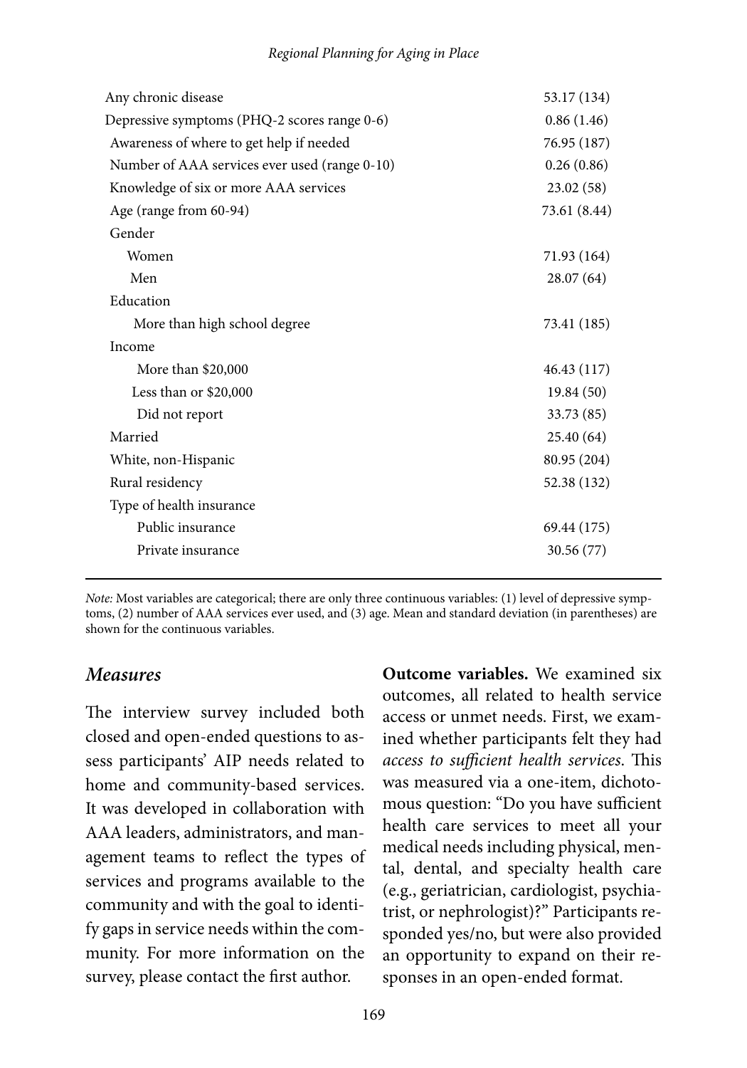| | |
|---|---|
| Any chronic disease | 53.17 (134) |
| Depressive symptoms (PHQ-2 scores range 0-6) | 0.86 (1.46) |
| Awareness of where to get help if needed | 76.95 (187) |
| Number of AAA services ever used (range 0-10) | 0.26 (0.86) |
| Knowledge of six or more AAA services | 23.02 (58) |
| Age (range from 60-94) | 73.61 (8.44) |
| Gender | |
| Women | 71.93 (164) |
| Men | 28.07 (64) |
| Education | |
| More than high school degree | 73.41 (185) |
| Income | |
| More than $20,000 | 46.43 (117) |
| Less than or $20,000 | 19.84 (50) |
| Did not report | 33.73 (85) |
| Married | 25.40 (64) |
| White, non-Hispanic | 80.95 (204) |
| Rural residency | 52.38 (132) |
| Type of health insurance | |
| Public insurance | 69.44 (175) |
| Private insurance | 30.56 (77) |

*Note:* Most variables are categorical; there are only three continuous variables: (1) level of depressive symptoms, (2) number of AAA services ever used, and (3) age. Mean and standard deviation (in parentheses) are shown for the continuous variables.

### *Measures*

The interview survey included both closed and open-ended questions to assess participants' AIP needs related to home and community-based services. It was developed in collaboration with AAA leaders, administrators, and management teams to reflect the types of services and programs available to the community and with the goal to identify gaps in service needs within the community. For more information on the survey, please contact the first author.

**Outcome variables.** We examined six outcomes, all related to health service access or unmet needs. First, we examined whether participants felt they had *access to sufficient health services*. This was measured via a one-item, dichotomous question: "Do you have sufficient health care services to meet all your medical needs including physical, mental, dental, and specialty health care (e.g., geriatrician, cardiologist, psychiatrist, or nephrologist)?" Participants responded yes/no, but were also provided an opportunity to expand on their responses in an open-ended format.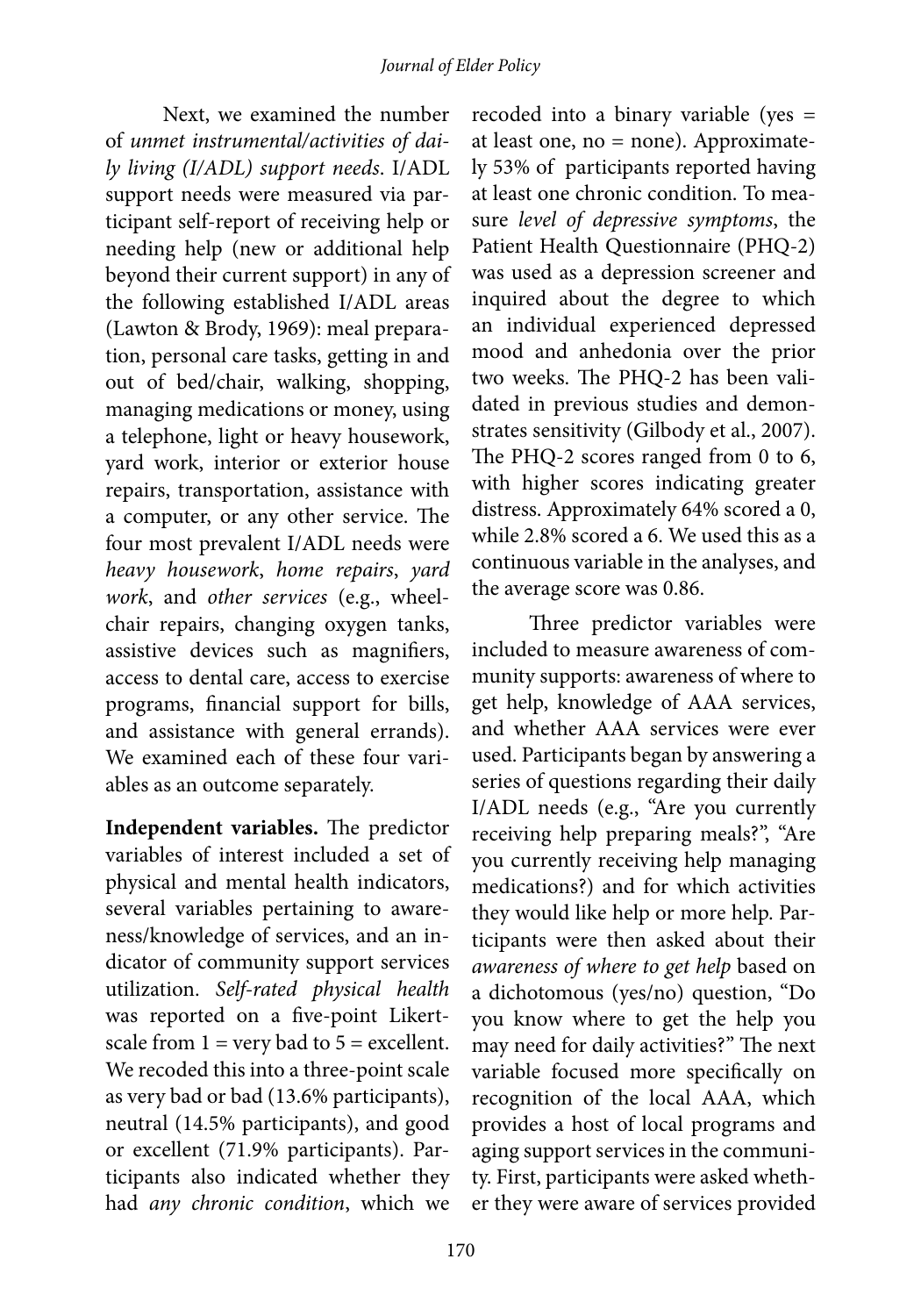Next, we examined the number of *unmet instrumental/activities of daily living (I/ADL) support needs*. I/ADL support needs were measured via participant self-report of receiving help or needing help (new or additional help beyond their current support) in any of the following established I/ADL areas (Lawton & Brody, 1969): meal preparation, personal care tasks, getting in and out of bed/chair, walking, shopping, managing medications or money, using a telephone, light or heavy housework, yard work, interior or exterior house repairs, transportation, assistance with a computer, or any other service. The four most prevalent I/ADL needs were *heavy housework*, *home repairs*, *yard work*, and *other services* (e.g., wheelchair repairs, changing oxygen tanks, assistive devices such as magnifiers, access to dental care, access to exercise programs, financial support for bills, and assistance with general errands). We examined each of these four variables as an outcome separately.

**Independent variables.** The predictor variables of interest included a set of physical and mental health indicators, several variables pertaining to awareness/knowledge of services, and an indicator of community support services utilization. *Self-rated physical health* was reported on a five-point Likert-scale from 1 = very bad to 5 = excellent. We recoded this into a three-point scale as very bad or bad (13.6% participants), neutral (14.5% participants), and good or excellent (71.9% participants). Participants also indicated whether they had *any chronic condition*, which we recoded into a binary variable (yes = at least one, no = none). Approximately 53% of participants reported having at least one chronic condition. To measure *level of depressive symptoms*, the Patient Health Questionnaire (PHQ-2) was used as a depression screener and inquired about the degree to which an individual experienced depressed mood and anhedonia over the prior two weeks. The PHQ-2 has been validated in previous studies and demonstrates sensitivity (Gilbody et al., 2007). The PHQ-2 scores ranged from 0 to 6, with higher scores indicating greater distress. Approximately 64% scored a 0, while 2.8% scored a 6. We used this as a continuous variable in the analyses, and the average score was 0.86.

Three predictor variables were included to measure awareness of community supports: awareness of where to get help, knowledge of AAA services, and whether AAA services were ever used. Participants began by answering a series of questions regarding their daily I/ADL needs (e.g., "Are you currently receiving help preparing meals?", "Are you currently receiving help managing medications?) and for which activities they would like help or more help. Participants were then asked about their *awareness of where to get help* based on a dichotomous (yes/no) question, "Do you know where to get the help you may need for daily activities?" The next variable focused more specifically on recognition of the local AAA, which provides a host of local programs and aging support services in the community. First, participants were asked whether they were aware of services provided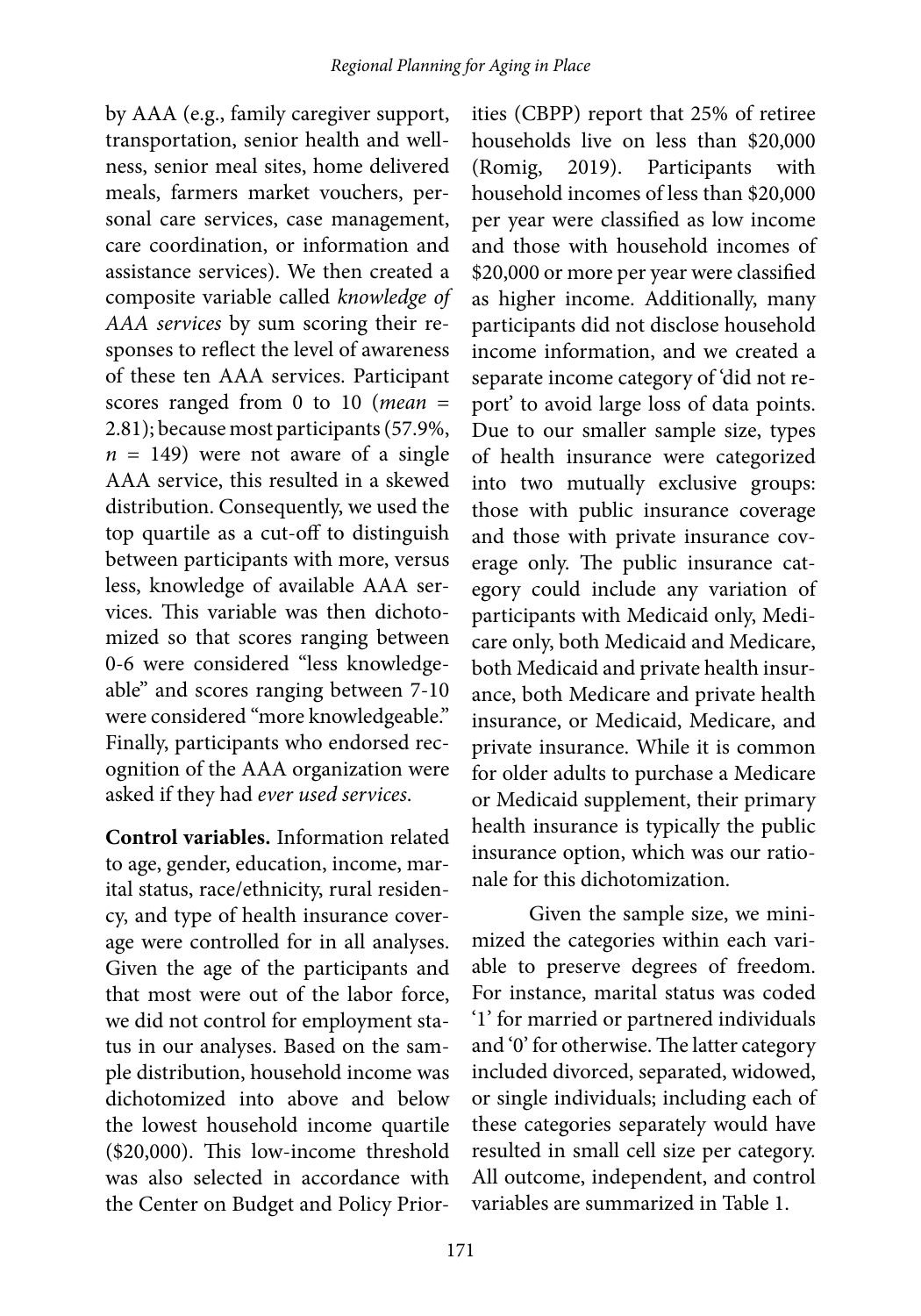by AAA (e.g., family caregiver support, transportation, senior health and wellness, senior meal sites, home delivered meals, farmers market vouchers, personal care services, case management, care coordination, or information and assistance services). We then created a composite variable called *knowledge of AAA services* by sum scoring their responses to reflect the level of awareness of these ten AAA services. Participant scores ranged from 0 to 10 (*mean* = 2.81); because most participants (57.9%, *n* = 149) were not aware of a single AAA service, this resulted in a skewed distribution. Consequently, we used the top quartile as a cut-off to distinguish between participants with more, versus less, knowledge of available AAA services. This variable was then dichotomized so that scores ranging between 0-6 were considered "less knowledgeable" and scores ranging between 7-10 were considered "more knowledgeable." Finally, participants who endorsed recognition of the AAA organization were asked if they had *ever used services*.

**Control variables.** Information related to age, gender, education, income, marital status, race/ethnicity, rural residency, and type of health insurance coverage were controlled for in all analyses. Given the age of the participants and that most were out of the labor force, we did not control for employment status in our analyses. Based on the sample distribution, household income was dichotomized into above and below the lowest household income quartile ($20,000). This low-income threshold was also selected in accordance with the Center on Budget and Policy Priorities (CBPP) report that 25% of retiree households live on less than $20,000 (Romig, 2019). Participants with household incomes of less than $20,000 per year were classified as low income and those with household incomes of $20,000 or more per year were classified as higher income. Additionally, many participants did not disclose household income information, and we created a separate income category of 'did not report' to avoid large loss of data points. Due to our smaller sample size, types of health insurance were categorized into two mutually exclusive groups: those with public insurance coverage and those with private insurance coverage only. The public insurance category could include any variation of participants with Medicaid only, Medicare only, both Medicaid and Medicare, both Medicaid and private health insurance, both Medicare and private health insurance, or Medicaid, Medicare, and private insurance. While it is common for older adults to purchase a Medicare or Medicaid supplement, their primary health insurance is typically the public insurance option, which was our rationale for this dichotomization.

Given the sample size, we minimized the categories within each variable to preserve degrees of freedom. For instance, marital status was coded '1' for married or partnered individuals and '0' for otherwise. The latter category included divorced, separated, widowed, or single individuals; including each of these categories separately would have resulted in small cell size per category. All outcome, independent, and control variables are summarized in Table 1.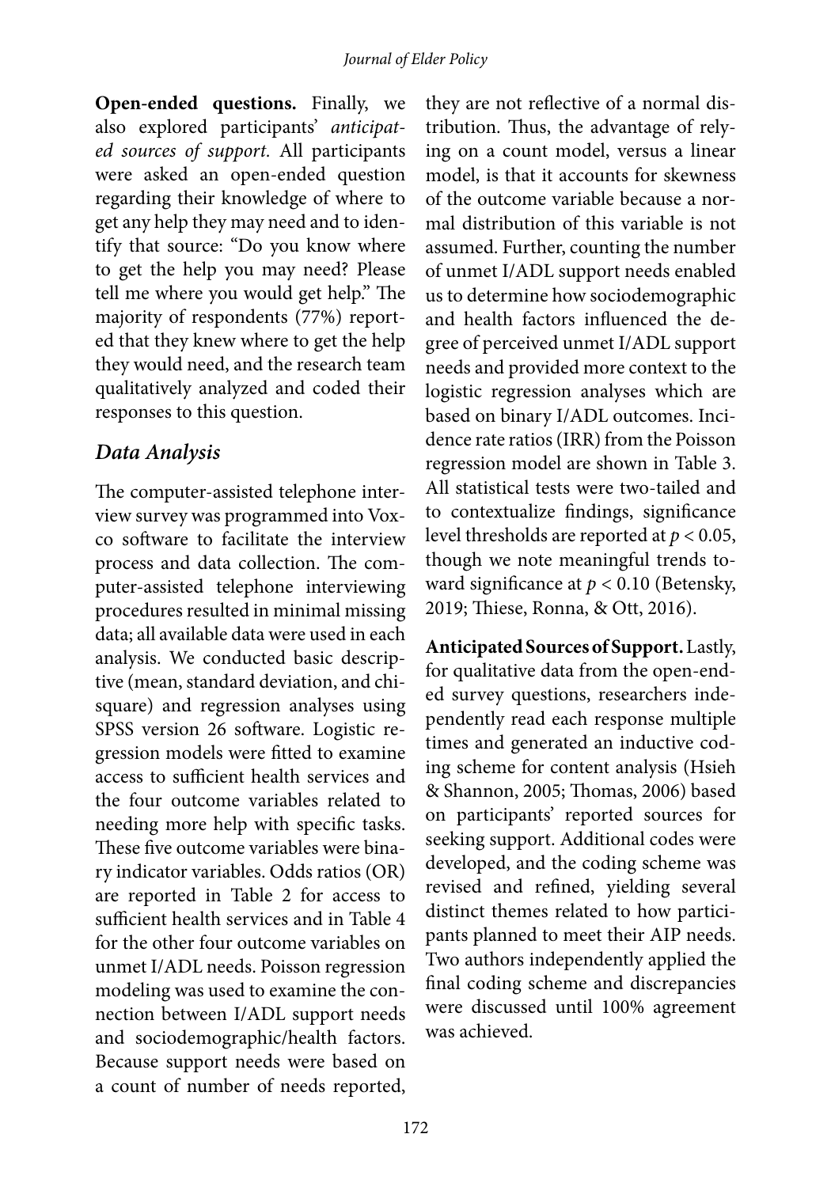**Open-ended questions.** Finally, we also explored participants' *anticipated sources of support.* All participants were asked an open-ended question regarding their knowledge of where to get any help they may need and to identify that source: "Do you know where to get the help you may need? Please tell me where you would get help." The majority of respondents (77%) reported that they knew where to get the help they would need, and the research team qualitatively analyzed and coded their responses to this question.

### *Data Analysis*

The computer-assisted telephone interview survey was programmed into Voxco software to facilitate the interview process and data collection. The computer-assisted telephone interviewing procedures resulted in minimal missing data; all available data were used in each analysis. We conducted basic descriptive (mean, standard deviation, and chi-square) and regression analyses using SPSS version 26 software. Logistic regression models were fitted to examine access to sufficient health services and the four outcome variables related to needing more help with specific tasks. These five outcome variables were binary indicator variables. Odds ratios (OR) are reported in Table 2 for access to sufficient health services and in Table 4 for the other four outcome variables on unmet I/ADL needs. Poisson regression modeling was used to examine the connection between I/ADL support needs and sociodemographic/health factors. Because support needs were based on a count of number of needs reported, they are not reflective of a normal distribution. Thus, the advantage of relying on a count model, versus a linear model, is that it accounts for skewness of the outcome variable because a normal distribution of this variable is not assumed. Further, counting the number of unmet I/ADL support needs enabled us to determine how sociodemographic and health factors influenced the degree of perceived unmet I/ADL support needs and provided more context to the logistic regression analyses which are based on binary I/ADL outcomes. Incidence rate ratios (IRR) from the Poisson regression model are shown in Table 3. All statistical tests were two-tailed and to contextualize findings, significance level thresholds are reported at $p < 0.05$, though we note meaningful trends toward significance at $p < 0.10$ (Betensky, 2019; Thiese, Ronna, & Ott, 2016).

**Anticipated Sources of Support.** Lastly, for qualitative data from the open-ended survey questions, researchers independently read each response multiple times and generated an inductive coding scheme for content analysis (Hsieh & Shannon, 2005; Thomas, 2006) based on participants' reported sources for seeking support. Additional codes were developed, and the coding scheme was revised and refined, yielding several distinct themes related to how participants planned to meet their AIP needs. Two authors independently applied the final coding scheme and discrepancies were discussed until 100% agreement was achieved.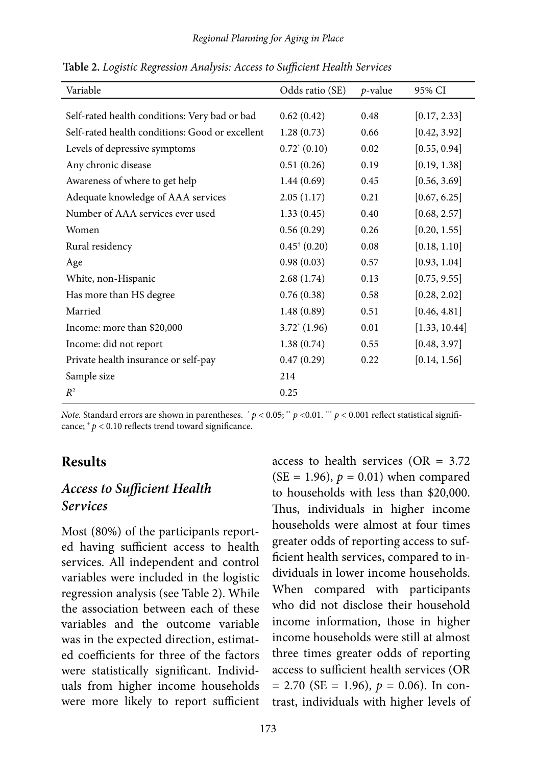**Table 2.** *Logistic Regression Analysis: Access to Sufficient Health Services*

| Variable | Odds ratio (SE) | *p*-value | 95% CI |
|---|---|---|---|
| Self-rated health conditions: Very bad or bad | 0.62 (0.42) | 0.48 | [0.17, 2.33] |
| Self-rated health conditions: Good or excellent | 1.28 (0.73) | 0.66 | [0.42, 3.92] |
| Levels of depressive symptoms | 0.72* (0.10) | 0.02 | [0.55, 0.94] |
| Any chronic disease | 0.51 (0.26) | 0.19 | [0.19, 1.38] |
| Awareness of where to get help | 1.44 (0.69) | 0.45 | [0.56, 3.69] |
| Adequate knowledge of AAA services | 2.05 (1.17) | 0.21 | [0.67, 6.25] |
| Number of AAA services ever used | 1.33 (0.45) | 0.40 | [0.68, 2.57] |
| Women | 0.56 (0.29) | 0.26 | [0.20, 1.55] |
| Rural residency | 0.45† (0.20) | 0.08 | [0.18, 1.10] |
| Age | 0.98 (0.03) | 0.57 | [0.93, 1.04] |
| White, non-Hispanic | 2.68 (1.74) | 0.13 | [0.75, 9.55] |
| Has more than HS degree | 0.76 (0.38) | 0.58 | [0.28, 2.02] |
| Married | 1.48 (0.89) | 0.51 | [0.46, 4.81] |
| Income: more than $20,000 | 3.72* (1.96) | 0.01 | [1.33, 10.44] |
| Income: did not report | 1.38 (0.74) | 0.55 | [0.48, 3.97] |
| Private health insurance or self-pay | 0.47 (0.29) | 0.22 | [0.14, 1.56] |
| Sample size | 214 | | |
| $R^2$ | 0.25 | | |

*Note.* Standard errors are shown in parentheses. * $p < 0.05$; ** $p < 0.01$. *** $p < 0.001$ reflect statistical significance; † $p < 0.10$ reflects trend toward significance.

## Results

### *Access to Sufficient Health Services*

Most (80%) of the participants reported having sufficient access to health services. All independent and control variables were included in the logistic regression analysis (see Table 2). While the association between each of these variables and the outcome variable was in the expected direction, estimated coefficients for three of the factors were statistically significant. Individuals from higher income households were more likely to report sufficient access to health services (OR = 3.72 (SE = 1.96), $p = 0.01$) when compared to households with less than $20,000. Thus, individuals in higher income households were almost at four times greater odds of reporting access to sufficient health services, compared to individuals in lower income households. When compared with participants who did not disclose their household income information, those in higher income households were still at almost three times greater odds of reporting access to sufficient health services (OR = 2.70 (SE = 1.96), $p = 0.06$). In contrast, individuals with higher levels of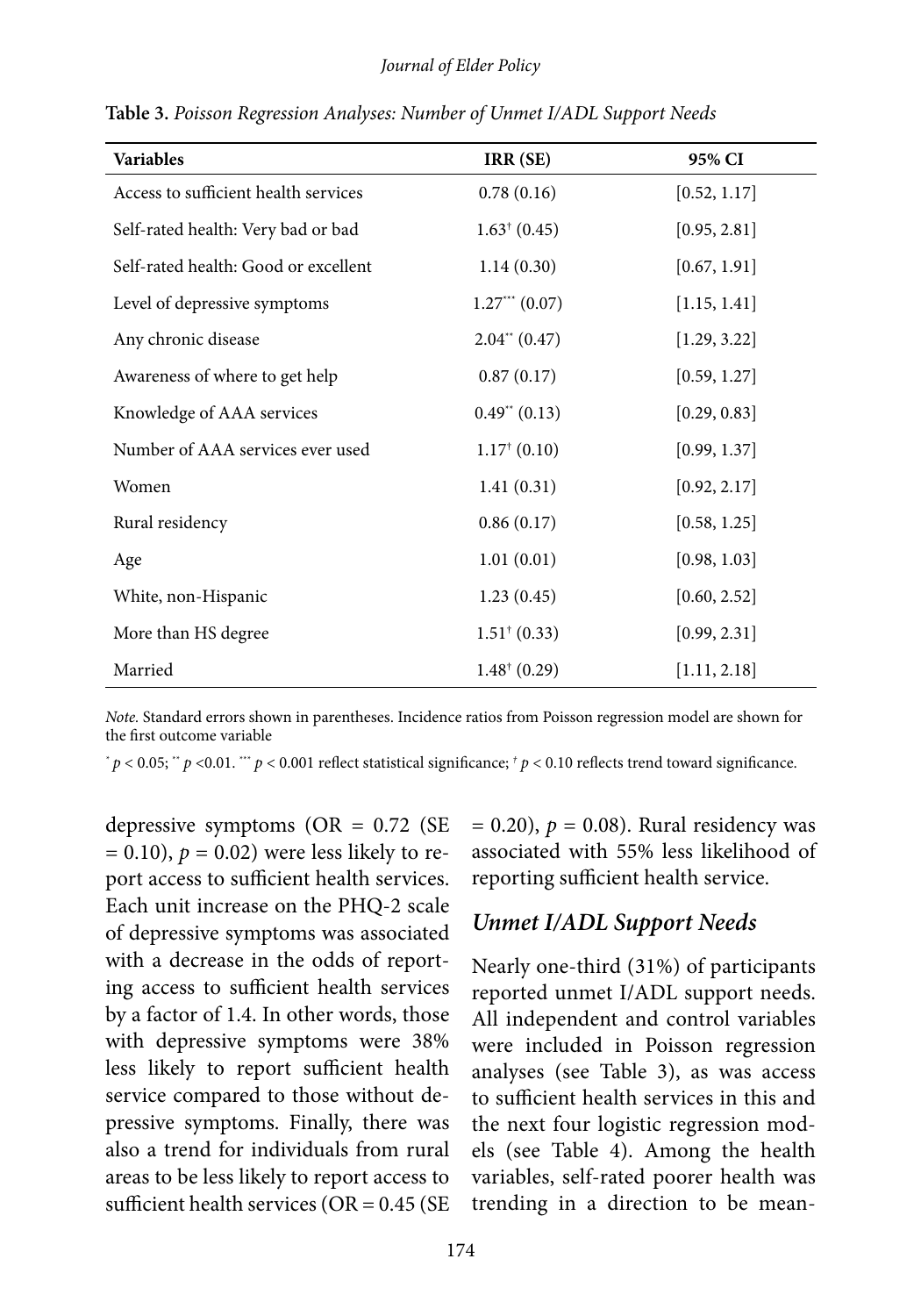**Table 3.** *Poisson Regression Analyses: Number of Unmet I/ADL Support Needs*

| Variables | IRR (SE) | 95% CI |
|---|---|---|
| Access to sufficient health services | 0.78 (0.16) | [0.52, 1.17] |
| Self-rated health: Very bad or bad | $1.63^{\dagger}$ (0.45) | [0.95, 2.81] |
| Self-rated health: Good or excellent | 1.14 (0.30) | [0.67, 1.91] |
| Level of depressive symptoms | $1.27^{***}$ (0.07) | [1.15, 1.41] |
| Any chronic disease | $2.04^{**}$ (0.47) | [1.29, 3.22] |
| Awareness of where to get help | 0.87 (0.17) | [0.59, 1.27] |
| Knowledge of AAA services | $0.49^{**}$ (0.13) | [0.29, 0.83] |
| Number of AAA services ever used | $1.17^{\dagger}$ (0.10) | [0.99, 1.37] |
| Women | 1.41 (0.31) | [0.92, 2.17] |
| Rural residency | 0.86 (0.17) | [0.58, 1.25] |
| Age | 1.01 (0.01) | [0.98, 1.03] |
| White, non-Hispanic | 1.23 (0.45) | [0.60, 2.52] |
| More than HS degree | $1.51^{\dagger}$ (0.33) | [0.99, 2.31] |
| Married | $1.48^{\dagger}$ (0.29) | [1.11, 2.18] |

*Note.* Standard errors shown in parentheses. Incidence ratios from Poisson regression model are shown for the first outcome variable

$^{*}$ $p < 0.05$; $^{**}$ $p < 0.01$. $^{***}$ $p < 0.001$ reflect statistical significance; $^{\dagger}$ $p < 0.10$ reflects trend toward significance.

depressive symptoms (OR = 0.72 (SE = 0.10), $p = 0.02$) were less likely to report access to sufficient health services. Each unit increase on the PHQ-2 scale of depressive symptoms was associated with a decrease in the odds of reporting access to sufficient health services by a factor of 1.4. In other words, those with depressive symptoms were 38% less likely to report sufficient health service compared to those without depressive symptoms. Finally, there was also a trend for individuals from rural areas to be less likely to report access to sufficient health services (OR = 0.45 (SE = 0.20), $p = 0.08$). Rural residency was associated with 55% less likelihood of reporting sufficient health service.

## *Unmet I/ADL Support Needs*

Nearly one-third (31%) of participants reported unmet I/ADL support needs. All independent and control variables were included in Poisson regression analyses (see Table 3), as was access to sufficient health services in this and the next four logistic regression models (see Table 4). Among the health variables, self-rated poorer health was trending in a direction to be mean-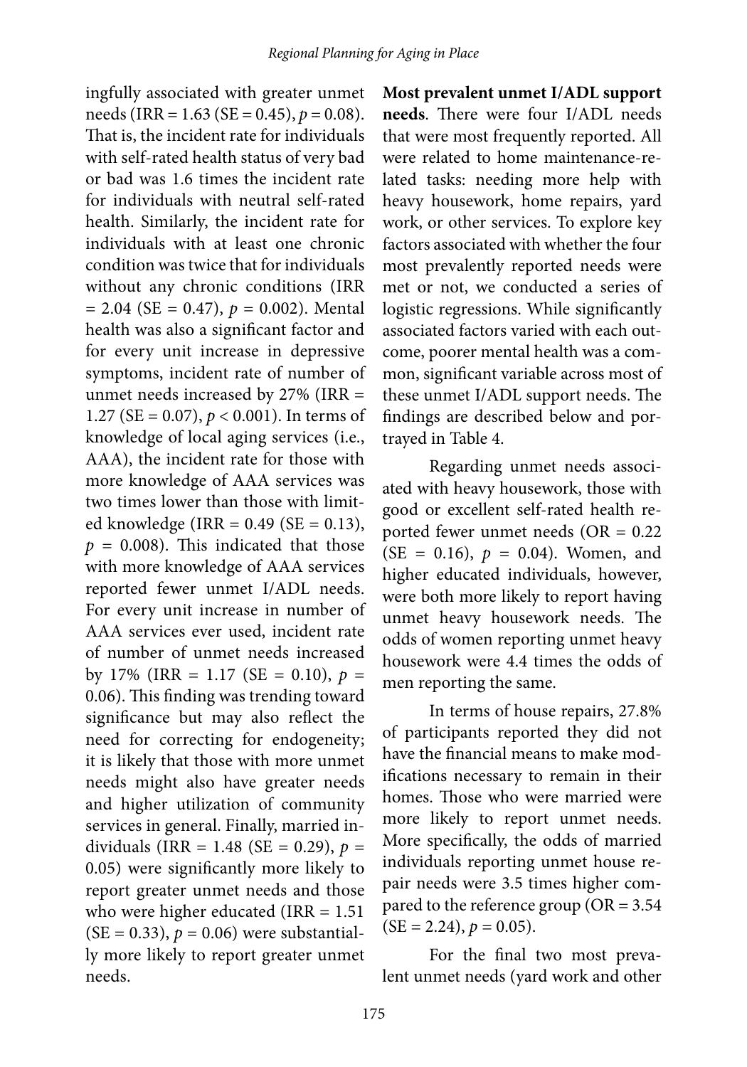ingfully associated with greater unmet needs (IRR = 1.63 (SE = 0.45), $p = 0.08$). That is, the incident rate for individuals with self-rated health status of very bad or bad was 1.6 times the incident rate for individuals with neutral self-rated health. Similarly, the incident rate for individuals with at least one chronic condition was twice that for individuals without any chronic conditions (IRR = 2.04 (SE = 0.47), $p = 0.002$). Mental health was also a significant factor and for every unit increase in depressive symptoms, incident rate of number of unmet needs increased by 27% (IRR = 1.27 (SE = 0.07), $p < 0.001$). In terms of knowledge of local aging services (i.e., AAA), the incident rate for those with more knowledge of AAA services was two times lower than those with limited knowledge (IRR = 0.49 (SE = 0.13), $p = 0.008$). This indicated that those with more knowledge of AAA services reported fewer unmet I/ADL needs. For every unit increase in number of AAA services ever used, incident rate of number of unmet needs increased by 17% (IRR = 1.17 (SE = 0.10), $p = 0.06$). This finding was trending toward significance but may also reflect the need for correcting for endogeneity; it is likely that those with more unmet needs might also have greater needs and higher utilization of community services in general. Finally, married individuals (IRR = 1.48 (SE = 0.29), $p = 0.05$) were significantly more likely to report greater unmet needs and those who were higher educated (IRR = 1.51 (SE = 0.33), $p = 0.06$) were substantially more likely to report greater unmet needs.

**Most prevalent unmet I/ADL support needs**. There were four I/ADL needs that were most frequently reported. All were related to home maintenance-related tasks: needing more help with heavy housework, home repairs, yard work, or other services. To explore key factors associated with whether the four most prevalently reported needs were met or not, we conducted a series of logistic regressions. While significantly associated factors varied with each outcome, poorer mental health was a common, significant variable across most of these unmet I/ADL support needs. The findings are described below and portrayed in Table 4.

Regarding unmet needs associated with heavy housework, those with good or excellent self-rated health reported fewer unmet needs (OR = 0.22 (SE = 0.16), $p = 0.04$). Women, and higher educated individuals, however, were both more likely to report having unmet heavy housework needs. The odds of women reporting unmet heavy housework were 4.4 times the odds of men reporting the same.

In terms of house repairs, 27.8% of participants reported they did not have the financial means to make modifications necessary to remain in their homes. Those who were married were more likely to report unmet needs. More specifically, the odds of married individuals reporting unmet house repair needs were 3.5 times higher compared to the reference group (OR = 3.54 (SE = 2.24), $p = 0.05$).

For the final two most prevalent unmet needs (yard work and other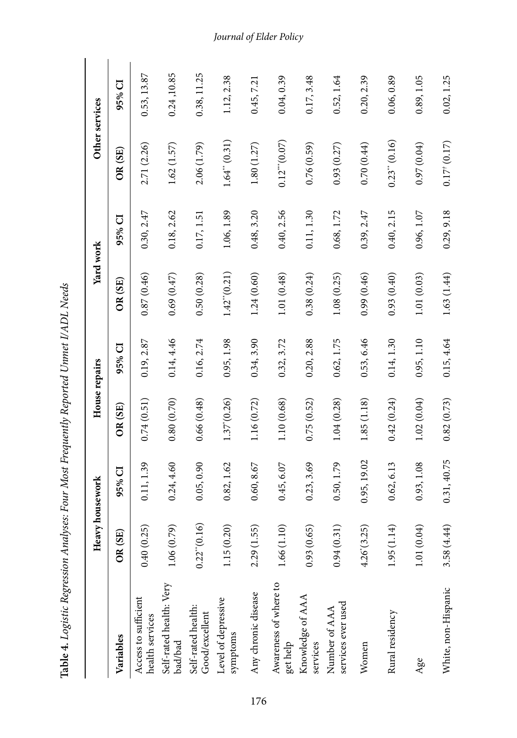**Table 4.** *Logistic Regression Analyses: Four Most Frequently Reported Unmet I/ADL Needs*

| Variables | Heavy housework | | House repairs | | Yard work | | Other services | |
|---|---|---|---|---|---|---|---|---|
| | OR (SE) | 95% CI | OR (SE) | 95% CI | OR (SE) | 95% CI | OR (SE) | 95% CI |
| Access to sufficient health services | 0.40 (0.25) | 0.11, 1.39 | 0.74 (0.51) | 0.19, 2.87 | 0.87 (0.46) | 0.30, 2.47 | 2.71 (2.26) | 0.53, 13.87 |
| Self-rated health: Very bad/bad | 1.06 (0.79) | 0.24, 4.60 | 0.80 (0.70) | 0.14, 4.46 | 0.69 (0.47) | 0.18, 2.62 | 1.62 (1.57) | 0.24 ,10.85 |
| Self-rated health: Good/excellent | 0.22** (0.16) | 0.05, 0.90 | 0.66 (0.48) | 0.16, 2.74 | 0.50 (0.28) | 0.17, 1.51 | 2.06 (1.79) | 0.38, 11.25 |
| Level of depressive symptoms | 1.15 (0.20) | 0.82, 1.62 | 1.37* (0.26) | 0.95, 1.98 | 1.42** (0.21) | 1.06, 1.89 | 1.64** (0.31) | 1.12, 2.38 |
| Any chronic disease | 2.29 (1.55) | 0.60, 8.67 | 1.16 (0.72) | 0.34, 3.90 | 1.24 (0.60) | 0.48, 3.20 | 1.80 (1.27) | 0.45, 7.21 |
| Awareness of where to get help | 1.66 (1.10) | 0.45, 6.07 | 1.10 (0.68) | 0.32, 3.72 | 1.01 (0.48) | 0.40, 2.56 | 0.12*** (0.07) | 0.04, 0.39 |
| Knowledge of AAA services | 0.93 (0.65) | 0.23, 3.69 | 0.75 (0.52) | 0.20, 2.88 | 0.38 (0.24) | 0.11, 1.30 | 0.76 (0.59) | 0.17, 3.48 |
| Number of AAA services ever used | 0.94 (0.31) | 0.50, 1.79 | 1.04 (0.28) | 0.62, 1.75 | 1.08 (0.25) | 0.68, 1.72 | 0.93 (0.27) | 0.52, 1.64 |
| Women | 4.26* (3.25) | 0.95, 19.02 | 1.85 (1.18) | 0.53, 6.46 | 0.99 (0.46) | 0.39, 2.47 | 0.70 (0.44) | 0.20, 2.39 |
| Rural residency | 1.95 (1.14) | 0.62, 6.13 | 0.42 (0.24) | 0.14, 1.30 | 0.93 (0.40) | 0.40, 2.15 | 0.23** (0.16) | 0.06, 0.89 |
| Age | 1.01 (0.04) | 0.93, 1.08 | 1.02 (0.04) | 0.95, 1.10 | 1.01 (0.03) | 0.96, 1.07 | 0.97 (0.04) | 0.89, 1.05 |
| White, non-Hispanic | 3.58 (4.44) | 0.31, 40.75 | 0.82 (0.73) | 0.15, 4.64 | 1.63 (1.44) | 0.29, 9.18 | 0.17† (0.17) | 0.02, 1.25 |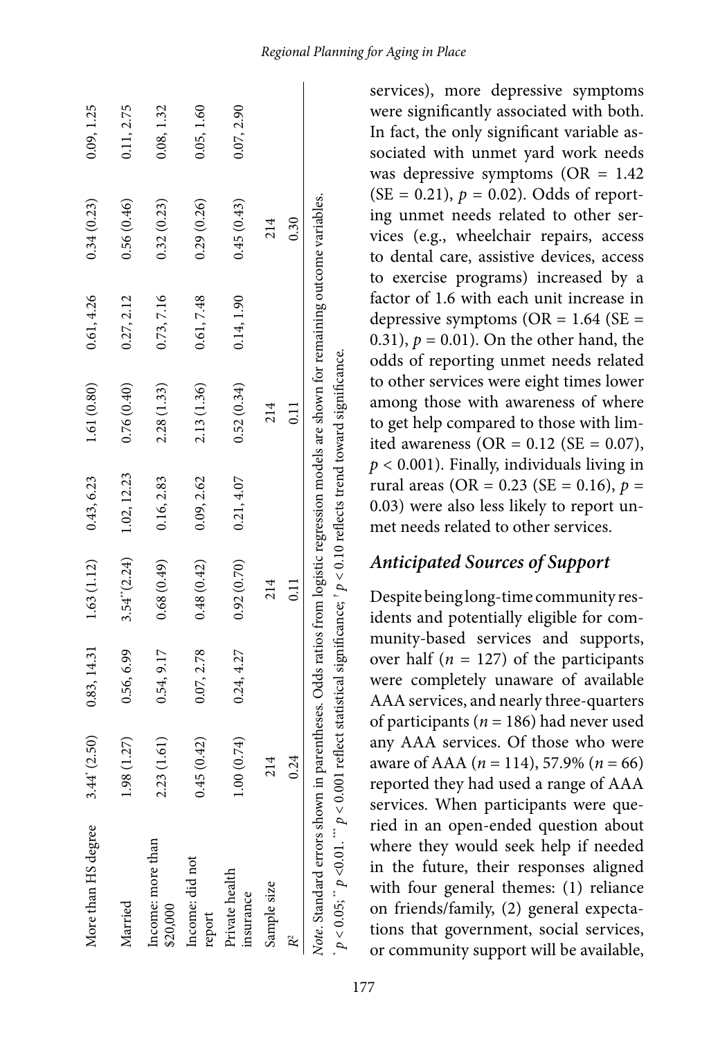| More than HS degree | $3.44^{*}$ (2.50) | 0.83, 14.31 | 1.63 (1.12) | 0.43, 6.23 | 1.61 (0.80) | 0.61, 4.26 | 0.34 (0.23) | 0.09, 1.25 |
|---|---|---|---|---|---|---|---|---|
| Married | 1.98 (1.27) | 0.56, 6.99 | $3.54^{**}$(2.24) | 1.02, 12.23 | 0.76 (0.40) | 0.27, 2.12 | 0.56 (0.46) | 0.11, 2.75 |
| Income: more than $20,000 | 2.23 (1.61) | 0.54, 9.17 | 0.68 (0.49) | 0.16, 2.83 | 2.28 (1.33) | 0.73, 7.16 | 0.32 (0.23) | 0.08, 1.32 |
| Income: did not report | 0.45 (0.42) | 0.07, 2.78 | 0.48 (0.42) | 0.09, 2.62 | 2.13 (1.36) | 0.61, 7.48 | 0.29 (0.26) | 0.05, 1.60 |
| Private health insurance | 1.00 (0.74) | 0.24, 4.27 | 0.92 (0.70) | 0.21, 4.07 | 0.52 (0.34) | 0.14, 1.90 | 0.45 (0.43) | 0.07, 2.90 |
| Sample size | 214 | | 214 | | 214 | | 214 | |
| $R^2$ | 0.24 | | 0.11 | | 0.11 | | 0.30 | |

*Note.* Standard errors shown in parentheses. Odds ratios from logistic regression models are shown for remaining outcome variables.
$^{*}p < 0.05$; $^{**}p < 0.01$. $^{***}p < 0.001$ reflect statistical significance; $^{+}p < 0.10$ reflects trend toward significance.

services), more depressive symptoms were significantly associated with both. In fact, the only significant variable associated with unmet yard work needs was depressive symptoms (OR = 1.42 (SE = 0.21), $p = 0.02$). Odds of reporting unmet needs related to other services (e.g., wheelchair repairs, access to dental care, assistive devices, access to exercise programs) increased by a factor of 1.6 with each unit increase in depressive symptoms (OR = 1.64 (SE = 0.31), $p = 0.01$). On the other hand, the odds of reporting unmet needs related to other services were eight times lower among those with awareness of where to get help compared to those with limited awareness (OR = 0.12 (SE = 0.07), $p < 0.001$). Finally, individuals living in rural areas (OR = 0.23 (SE = 0.16), $p = 0.03$) were also less likely to report unmet needs related to other services.

## Anticipated Sources of Support

Despite being long-time community residents and potentially eligible for community-based services and supports, over half ($n = 127$) of the participants were completely unaware of available AAA services, and nearly three-quarters of participants ($n = 186$) had never used any AAA services. Of those who were aware of AAA ($n = 114$), 57.9% ($n = 66$) reported they had used a range of AAA services. When participants were queried in an open-ended question about where they would seek help if needed in the future, their responses aligned with four general themes: (1) reliance on friends/family, (2) general expectations that government, social services, or community support will be available,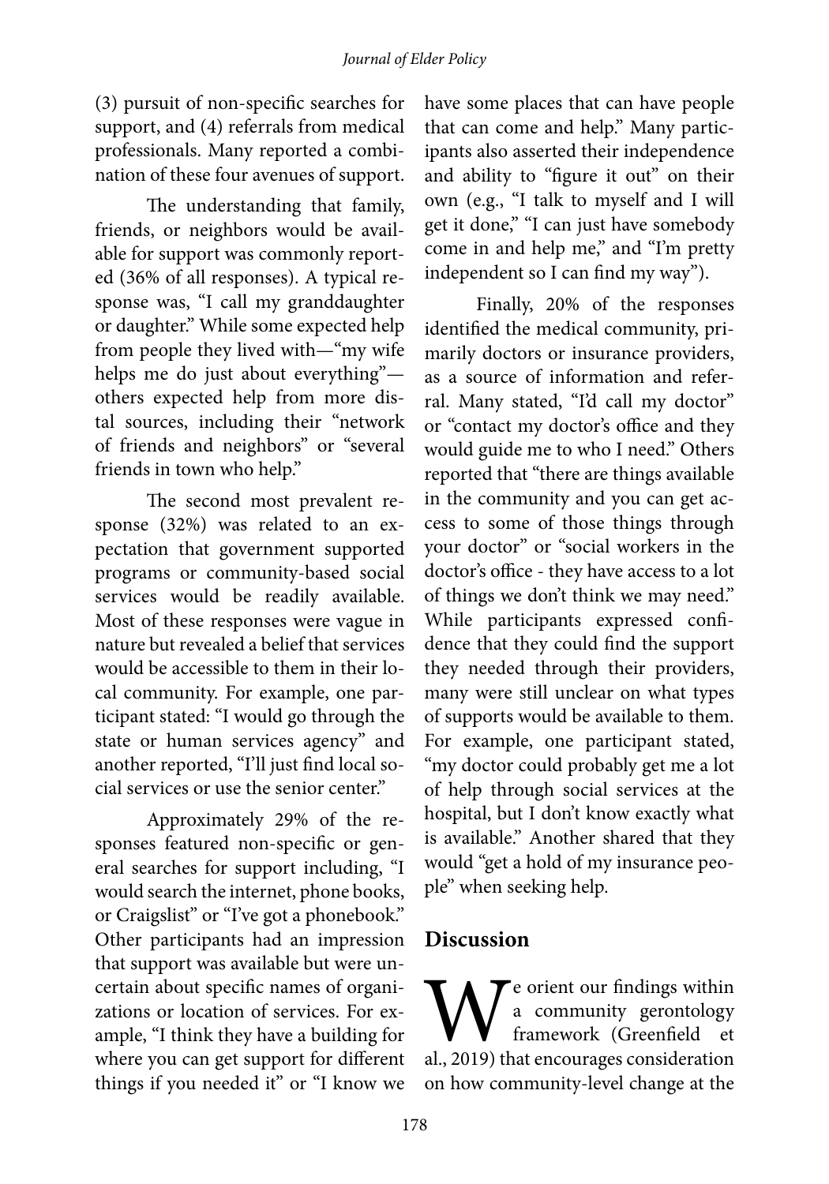(3) pursuit of non-specific searches for support, and (4) referrals from medical professionals. Many reported a combination of these four avenues of support.

The understanding that family, friends, or neighbors would be available for support was commonly reported (36% of all responses). A typical response was, "I call my granddaughter or daughter." While some expected help from people they lived with—"my wife helps me do just about everything"—others expected help from more distal sources, including their "network of friends and neighbors" or "several friends in town who help."

The second most prevalent response (32%) was related to an expectation that government supported programs or community-based social services would be readily available. Most of these responses were vague in nature but revealed a belief that services would be accessible to them in their local community. For example, one participant stated: "I would go through the state or human services agency" and another reported, "I'll just find local social services or use the senior center."

Approximately 29% of the responses featured non-specific or general searches for support including, "I would search the internet, phone books, or Craigslist" or "I've got a phonebook." Other participants had an impression that support was available but were uncertain about specific names of organizations or location of services. For example, "I think they have a building for where you can get support for different things if you needed it" or "I know we have some places that can have people that can come and help." Many participants also asserted their independence and ability to "figure it out" on their own (e.g., "I talk to myself and I will get it done," "I can just have somebody come in and help me," and "I'm pretty independent so I can find my way").

Finally, 20% of the responses identified the medical community, primarily doctors or insurance providers, as a source of information and referral. Many stated, "I'd call my doctor" or "contact my doctor's office and they would guide me to who I need." Others reported that "there are things available in the community and you can get access to some of those things through your doctor" or "social workers in the doctor's office - they have access to a lot of things we don't think we may need." While participants expressed confidence that they could find the support they needed through their providers, many were still unclear on what types of supports would be available to them. For example, one participant stated, "my doctor could probably get me a lot of help through social services at the hospital, but I don't know exactly what is available." Another shared that they would "get a hold of my insurance people" when seeking help.

## Discussion

We orient our findings within a community gerontology framework (Greenfield et al., 2019) that encourages consideration on how community-level change at the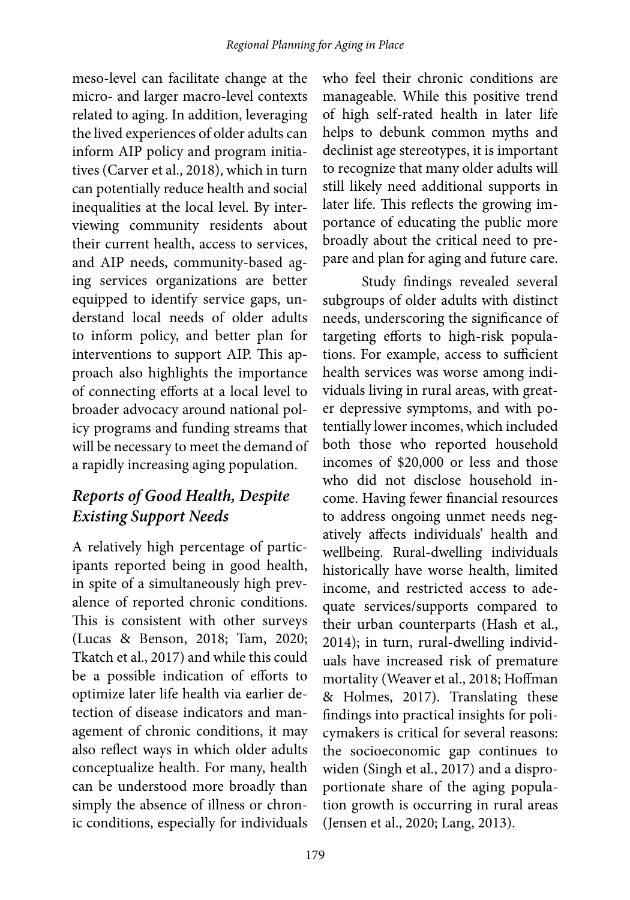meso-level can facilitate change at the micro- and larger macro-level contexts related to aging. In addition, leveraging the lived experiences of older adults can inform AIP policy and program initiatives (Carver et al., 2018), which in turn can potentially reduce health and social inequalities at the local level. By interviewing community residents about their current health, access to services, and AIP needs, community-based aging services organizations are better equipped to identify service gaps, understand local needs of older adults to inform policy, and better plan for interventions to support AIP. This approach also highlights the importance of connecting efforts at a local level to broader advocacy around national policy programs and funding streams that will be necessary to meet the demand of a rapidly increasing aging population.

### *Reports of Good Health, Despite Existing Support Needs*

A relatively high percentage of participants reported being in good health, in spite of a simultaneously high prevalence of reported chronic conditions. This is consistent with other surveys (Lucas & Benson, 2018; Tam, 2020; Tkatch et al., 2017) and while this could be a possible indication of efforts to optimize later life health via earlier detection of disease indicators and management of chronic conditions, it may also reflect ways in which older adults conceptualize health. For many, health can be understood more broadly than simply the absence of illness or chronic conditions, especially for individuals who feel their chronic conditions are manageable. While this positive trend of high self-rated health in later life helps to debunk common myths and declinist age stereotypes, it is important to recognize that many older adults will still likely need additional supports in later life. This reflects the growing importance of educating the public more broadly about the critical need to prepare and plan for aging and future care.

Study findings revealed several subgroups of older adults with distinct needs, underscoring the significance of targeting efforts to high-risk populations. For example, access to sufficient health services was worse among individuals living in rural areas, with greater depressive symptoms, and with potentially lower incomes, which included both those who reported household incomes of $20,000 or less and those who did not disclose household income. Having fewer financial resources to address ongoing unmet needs negatively affects individuals' health and wellbeing. Rural-dwelling individuals historically have worse health, limited income, and restricted access to adequate services/supports compared to their urban counterparts (Hash et al., 2014); in turn, rural-dwelling individuals have increased risk of premature mortality (Weaver et al., 2018; Hoffman & Holmes, 2017). Translating these findings into practical insights for policymakers is critical for several reasons: the socioeconomic gap continues to widen (Singh et al., 2017) and a disproportionate share of the aging population growth is occurring in rural areas (Jensen et al., 2020; Lang, 2013).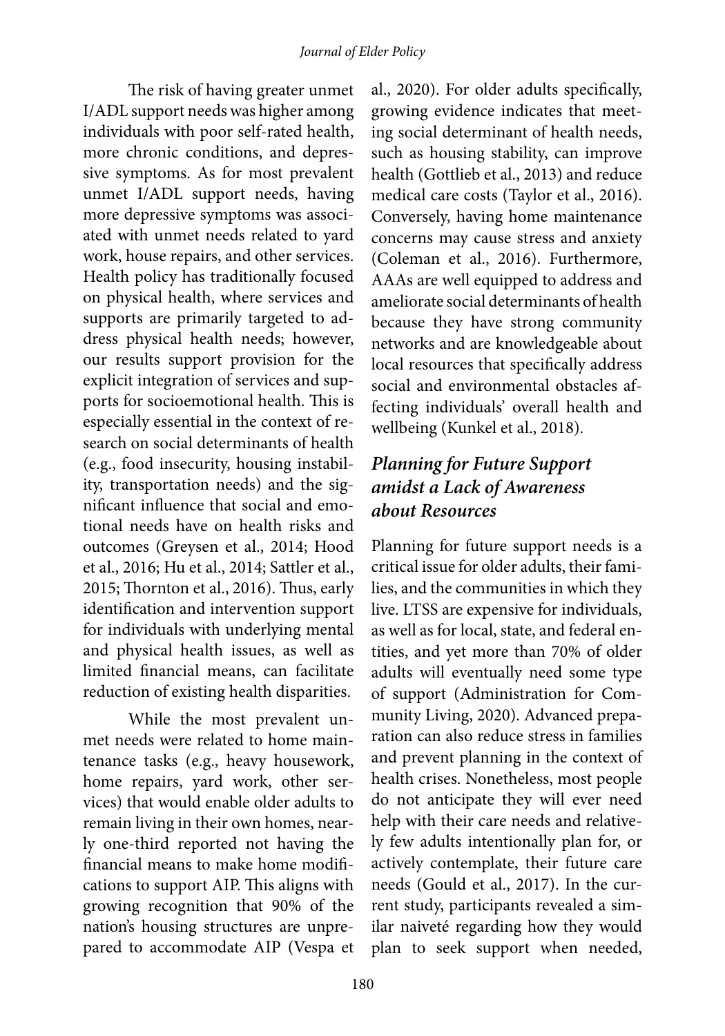The risk of having greater unmet I/ADL support needs was higher among individuals with poor self-rated health, more chronic conditions, and depressive symptoms. As for most prevalent unmet I/ADL support needs, having more depressive symptoms was associated with unmet needs related to yard work, house repairs, and other services. Health policy has traditionally focused on physical health, where services and supports are primarily targeted to address physical health needs; however, our results support provision for the explicit integration of services and supports for socioemotional health. This is especially essential in the context of research on social determinants of health (e.g., food insecurity, housing instability, transportation needs) and the significant influence that social and emotional needs have on health risks and outcomes (Greysen et al., 2014; Hood et al., 2016; Hu et al., 2014; Sattler et al., 2015; Thornton et al., 2016). Thus, early identification and intervention support for individuals with underlying mental and physical health issues, as well as limited financial means, can facilitate reduction of existing health disparities.

While the most prevalent unmet needs were related to home maintenance tasks (e.g., heavy housework, home repairs, yard work, other services) that would enable older adults to remain living in their own homes, nearly one-third reported not having the financial means to make home modifications to support AIP. This aligns with growing recognition that 90% of the nation's housing structures are unprepared to accommodate AIP (Vespa et al., 2020). For older adults specifically, growing evidence indicates that meeting social determinant of health needs, such as housing stability, can improve health (Gottlieb et al., 2013) and reduce medical care costs (Taylor et al., 2016). Conversely, having home maintenance concerns may cause stress and anxiety (Coleman et al., 2016). Furthermore, AAAs are well equipped to address and ameliorate social determinants of health because they have strong community networks and are knowledgeable about local resources that specifically address social and environmental obstacles affecting individuals' overall health and wellbeing (Kunkel et al., 2018).

### *Planning for Future Support amidst a Lack of Awareness about Resources*

Planning for future support needs is a critical issue for older adults, their families, and the communities in which they live. LTSS are expensive for individuals, as well as for local, state, and federal entities, and yet more than 70% of older adults will eventually need some type of support (Administration for Community Living, 2020). Advanced preparation can also reduce stress in families and prevent planning in the context of health crises. Nonetheless, most people do not anticipate they will ever need help with their care needs and relatively few adults intentionally plan for, or actively contemplate, their future care needs (Gould et al., 2017). In the current study, participants revealed a similar naiveté regarding how they would plan to seek support when needed,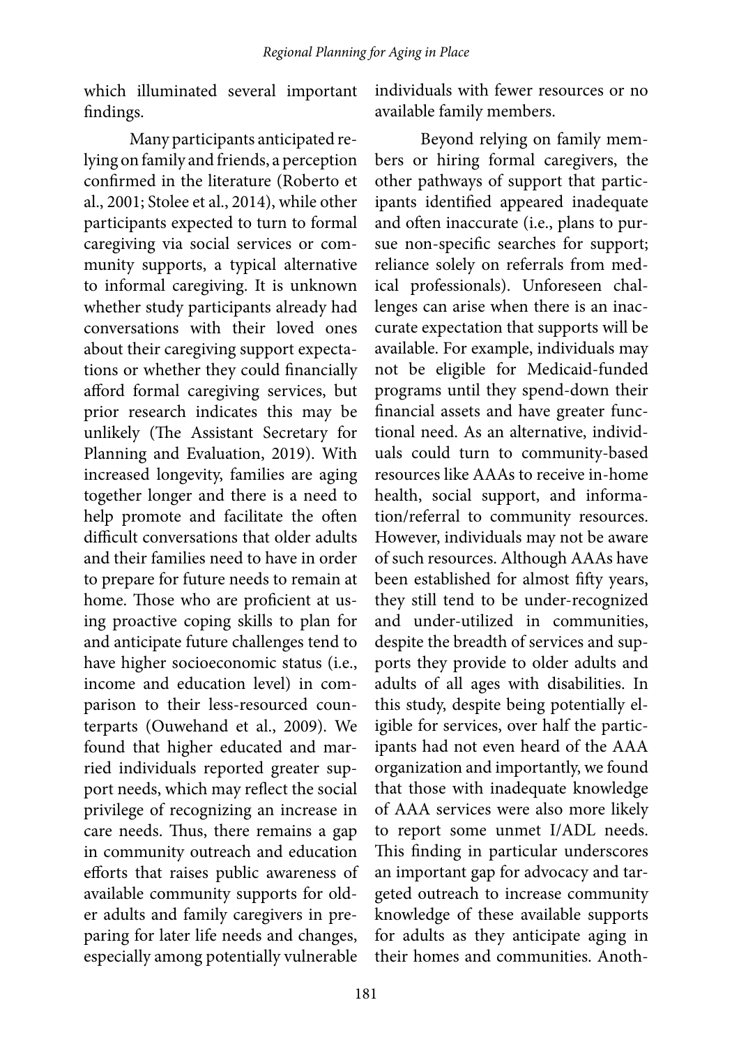which illuminated several important findings.

Many participants anticipated relying on family and friends, a perception confirmed in the literature (Roberto et al., 2001; Stolee et al., 2014), while other participants expected to turn to formal caregiving via social services or community supports, a typical alternative to informal caregiving. It is unknown whether study participants already had conversations with their loved ones about their caregiving support expectations or whether they could financially afford formal caregiving services, but prior research indicates this may be unlikely (The Assistant Secretary for Planning and Evaluation, 2019). With increased longevity, families are aging together longer and there is a need to help promote and facilitate the often difficult conversations that older adults and their families need to have in order to prepare for future needs to remain at home. Those who are proficient at using proactive coping skills to plan for and anticipate future challenges tend to have higher socioeconomic status (i.e., income and education level) in comparison to their less-resourced counterparts (Ouwehand et al., 2009). We found that higher educated and married individuals reported greater support needs, which may reflect the social privilege of recognizing an increase in care needs. Thus, there remains a gap in community outreach and education efforts that raises public awareness of available community supports for older adults and family caregivers in preparing for later life needs and changes, especially among potentially vulnerable individuals with fewer resources or no available family members.

Beyond relying on family members or hiring formal caregivers, the other pathways of support that participants identified appeared inadequate and often inaccurate (i.e., plans to pursue non-specific searches for support; reliance solely on referrals from medical professionals). Unforeseen challenges can arise when there is an inaccurate expectation that supports will be available. For example, individuals may not be eligible for Medicaid-funded programs until they spend-down their financial assets and have greater functional need. As an alternative, individuals could turn to community-based resources like AAAs to receive in-home health, social support, and information/referral to community resources. However, individuals may not be aware of such resources. Although AAAs have been established for almost fifty years, they still tend to be under-recognized and under-utilized in communities, despite the breadth of services and supports they provide to older adults and adults of all ages with disabilities. In this study, despite being potentially eligible for services, over half the participants had not even heard of the AAA organization and importantly, we found that those with inadequate knowledge of AAA services were also more likely to report some unmet I/ADL needs. This finding in particular underscores an important gap for advocacy and targeted outreach to increase community knowledge of these available supports for adults as they anticipate aging in their homes and communities. Anoth-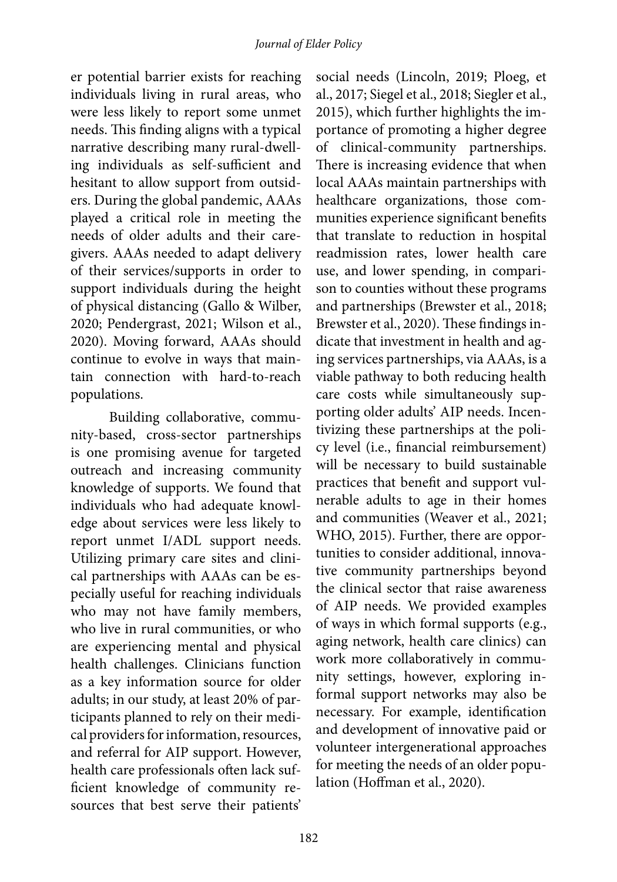er potential barrier exists for reaching individuals living in rural areas, who were less likely to report some unmet needs. This finding aligns with a typical narrative describing many rural-dwelling individuals as self-sufficient and hesitant to allow support from outsiders. During the global pandemic, AAAs played a critical role in meeting the needs of older adults and their caregivers. AAAs needed to adapt delivery of their services/supports in order to support individuals during the height of physical distancing (Gallo & Wilber, 2020; Pendergrast, 2021; Wilson et al., 2020). Moving forward, AAAs should continue to evolve in ways that maintain connection with hard-to-reach populations.

Building collaborative, community-based, cross-sector partnerships is one promising avenue for targeted outreach and increasing community knowledge of supports. We found that individuals who had adequate knowledge about services were less likely to report unmet I/ADL support needs. Utilizing primary care sites and clinical partnerships with AAAs can be especially useful for reaching individuals who may not have family members, who live in rural communities, or who are experiencing mental and physical health challenges. Clinicians function as a key information source for older adults; in our study, at least 20% of participants planned to rely on their medical providers for information, resources, and referral for AIP support. However, health care professionals often lack sufficient knowledge of community resources that best serve their patients' social needs (Lincoln, 2019; Ploeg, et al., 2017; Siegel et al., 2018; Siegler et al., 2015), which further highlights the importance of promoting a higher degree of clinical-community partnerships. There is increasing evidence that when local AAAs maintain partnerships with healthcare organizations, those communities experience significant benefits that translate to reduction in hospital readmission rates, lower health care use, and lower spending, in comparison to counties without these programs and partnerships (Brewster et al., 2018; Brewster et al., 2020). These findings indicate that investment in health and aging services partnerships, via AAAs, is a viable pathway to both reducing health care costs while simultaneously supporting older adults' AIP needs. Incentivizing these partnerships at the policy level (i.e., financial reimbursement) will be necessary to build sustainable practices that benefit and support vulnerable adults to age in their homes and communities (Weaver et al., 2021; WHO, 2015). Further, there are opportunities to consider additional, innovative community partnerships beyond the clinical sector that raise awareness of AIP needs. We provided examples of ways in which formal supports (e.g., aging network, health care clinics) can work more collaboratively in community settings, however, exploring informal support networks may also be necessary. For example, identification and development of innovative paid or volunteer intergenerational approaches for meeting the needs of an older population (Hoffman et al., 2020).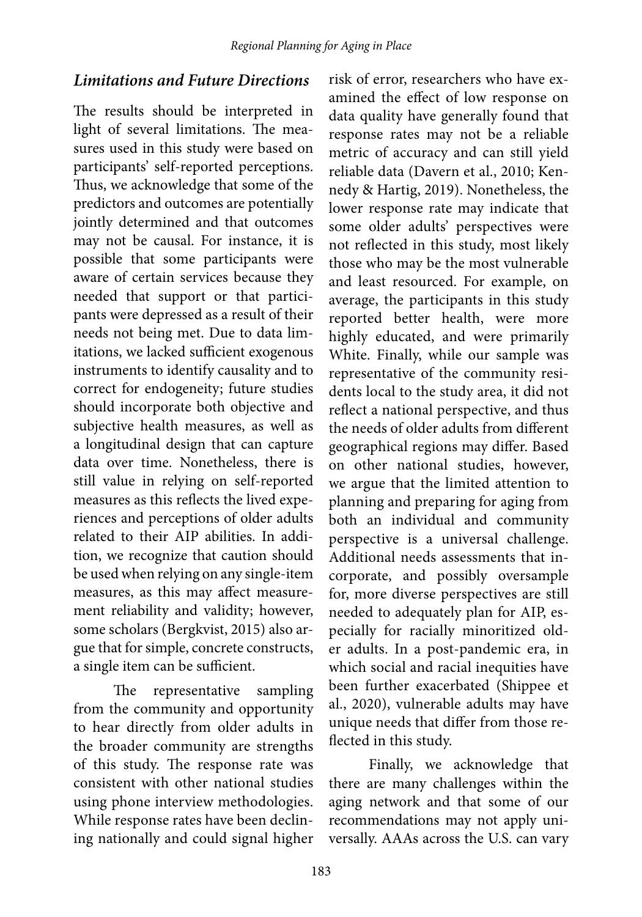### *Limitations and Future Directions*

The results should be interpreted in light of several limitations. The measures used in this study were based on participants' self-reported perceptions. Thus, we acknowledge that some of the predictors and outcomes are potentially jointly determined and that outcomes may not be causal. For instance, it is possible that some participants were aware of certain services because they needed that support or that participants were depressed as a result of their needs not being met. Due to data limitations, we lacked sufficient exogenous instruments to identify causality and to correct for endogeneity; future studies should incorporate both objective and subjective health measures, as well as a longitudinal design that can capture data over time. Nonetheless, there is still value in relying on self-reported measures as this reflects the lived experiences and perceptions of older adults related to their AIP abilities. In addition, we recognize that caution should be used when relying on any single-item measures, as this may affect measurement reliability and validity; however, some scholars (Bergkvist, 2015) also argue that for simple, concrete constructs, a single item can be sufficient.

The representative sampling from the community and opportunity to hear directly from older adults in the broader community are strengths of this study. The response rate was consistent with other national studies using phone interview methodologies. While response rates have been declining nationally and could signal higher risk of error, researchers who have examined the effect of low response on data quality have generally found that response rates may not be a reliable metric of accuracy and can still yield reliable data (Davern et al., 2010; Kennedy & Hartig, 2019). Nonetheless, the lower response rate may indicate that some older adults' perspectives were not reflected in this study, most likely those who may be the most vulnerable and least resourced. For example, on average, the participants in this study reported better health, were more highly educated, and were primarily White. Finally, while our sample was representative of the community residents local to the study area, it did not reflect a national perspective, and thus the needs of older adults from different geographical regions may differ. Based on other national studies, however, we argue that the limited attention to planning and preparing for aging from both an individual and community perspective is a universal challenge. Additional needs assessments that incorporate, and possibly oversample for, more diverse perspectives are still needed to adequately plan for AIP, especially for racially minoritized older adults. In a post-pandemic era, in which social and racial inequities have been further exacerbated (Shippee et al., 2020), vulnerable adults may have unique needs that differ from those reflected in this study.

Finally, we acknowledge that there are many challenges within the aging network and that some of our recommendations may not apply universally. AAAs across the U.S. can vary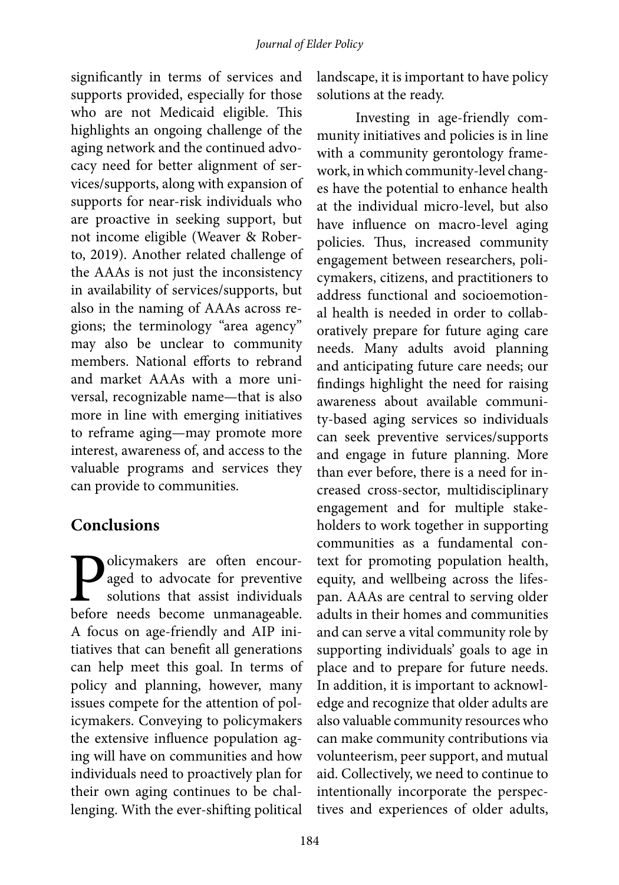significantly in terms of services and supports provided, especially for those who are not Medicaid eligible. This highlights an ongoing challenge of the aging network and the continued advocacy need for better alignment of services/supports, along with expansion of supports for near-risk individuals who are proactive in seeking support, but not income eligible (Weaver & Roberto, 2019). Another related challenge of the AAAs is not just the inconsistency in availability of services/supports, but also in the naming of AAAs across regions; the terminology "area agency" may also be unclear to community members. National efforts to rebrand and market AAAs with a more universal, recognizable name—that is also more in line with emerging initiatives to reframe aging—may promote more interest, awareness of, and access to the valuable programs and services they can provide to communities.

## Conclusions

Policymakers are often encouraged to advocate for preventive solutions that assist individuals before needs become unmanageable. A focus on age-friendly and AIP initiatives that can benefit all generations can help meet this goal. In terms of policy and planning, however, many issues compete for the attention of policymakers. Conveying to policymakers the extensive influence population aging will have on communities and how individuals need to proactively plan for their own aging continues to be challenging. With the ever-shifting political landscape, it is important to have policy solutions at the ready.

Investing in age-friendly community initiatives and policies is in line with a community gerontology framework, in which community-level changes have the potential to enhance health at the individual micro-level, but also have influence on macro-level aging policies. Thus, increased community engagement between researchers, policymakers, citizens, and practitioners to address functional and socioemotional health is needed in order to collaboratively prepare for future aging care needs. Many adults avoid planning and anticipating future care needs; our findings highlight the need for raising awareness about available community-based aging services so individuals can seek preventive services/supports and engage in future planning. More than ever before, there is a need for increased cross-sector, multidisciplinary engagement and for multiple stakeholders to work together in supporting communities as a fundamental context for promoting population health, equity, and wellbeing across the lifespan. AAAs are central to serving older adults in their homes and communities and can serve a vital community role by supporting individuals' goals to age in place and to prepare for future needs. In addition, it is important to acknowledge and recognize that older adults are also valuable community resources who can make community contributions via volunteerism, peer support, and mutual aid. Collectively, we need to continue to intentionally incorporate the perspectives and experiences of older adults,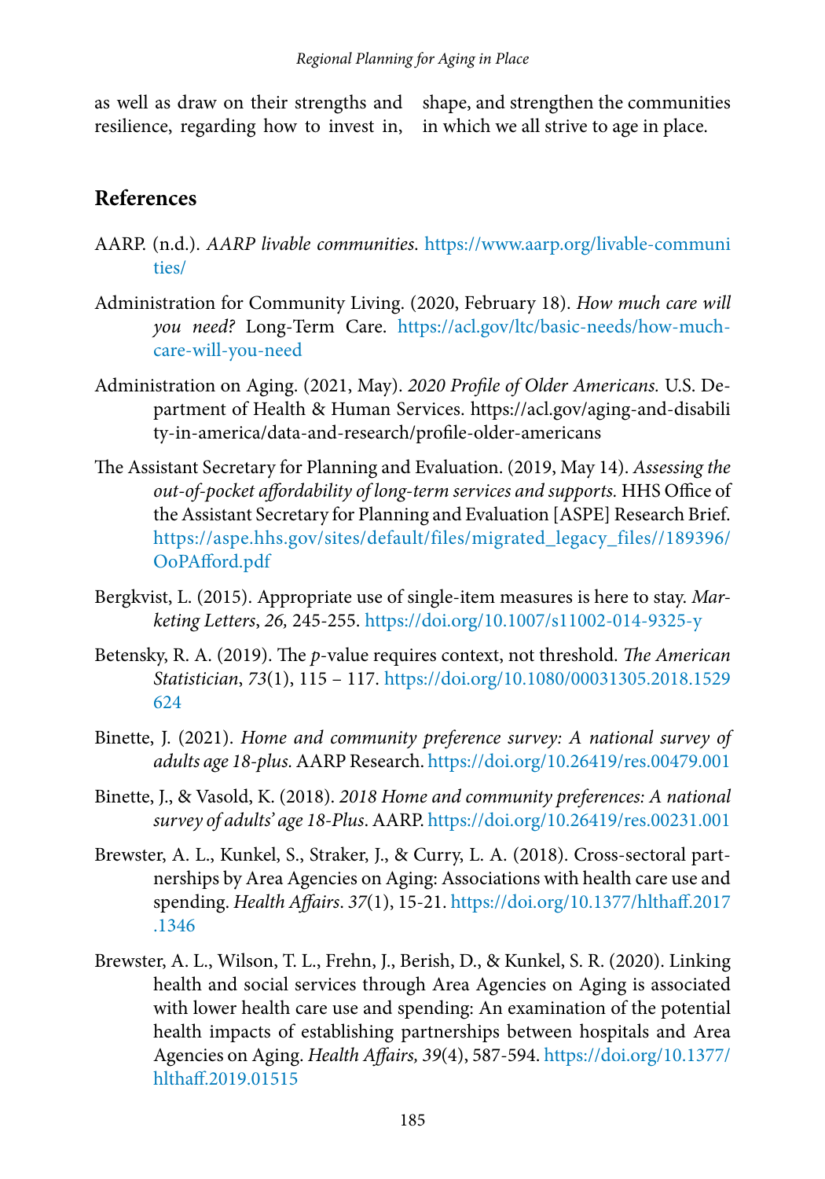as well as draw on their strengths and resilience, regarding how to invest in, shape, and strengthen the communities in which we all strive to age in place.

## References

AARP. (n.d.). *AARP livable communities*. https://www.aarp.org/livable-communities/

Administration for Community Living. (2020, February 18). *How much care will you need?* Long-Term Care. https://acl.gov/ltc/basic-needs/how-much-care-will-you-need

Administration on Aging. (2021, May). *2020 Profile of Older Americans.* U.S. Department of Health & Human Services. https://acl.gov/aging-and-disability-in-america/data-and-research/profile-older-americans

The Assistant Secretary for Planning and Evaluation. (2019, May 14). *Assessing the out-of-pocket affordability of long-term services and supports.* HHS Office of the Assistant Secretary for Planning and Evaluation [ASPE] Research Brief. https://aspe.hhs.gov/sites/default/files/migrated_legacy_files//189396/OoPAfford.pdf

Bergkvist, L. (2015). Appropriate use of single-item measures is here to stay. *Marketing Letters*, *26,* 245-255. https://doi.org/10.1007/s11002-014-9325-y

Betensky, R. A. (2019). The *p*-value requires context, not threshold. *The American Statistician*, *73*(1), 115 – 117. https://doi.org/10.1080/00031305.2018.1529624

Binette, J. (2021). *Home and community preference survey: A national survey of adults age 18-plus.* AARP Research. https://doi.org/10.26419/res.00479.001

Binette, J., & Vasold, K. (2018). *2018 Home and community preferences: A national survey of adults' age 18-Plus*. AARP. https://doi.org/10.26419/res.00231.001

Brewster, A. L., Kunkel, S., Straker, J., & Curry, L. A. (2018). Cross-sectoral partnerships by Area Agencies on Aging: Associations with health care use and spending. *Health Affairs*. *37*(1), 15-21. https://doi.org/10.1377/hlthaff.2017.1346

Brewster, A. L., Wilson, T. L., Frehn, J., Berish, D., & Kunkel, S. R. (2020). Linking health and social services through Area Agencies on Aging is associated with lower health care use and spending: An examination of the potential health impacts of establishing partnerships between hospitals and Area Agencies on Aging. *Health Affairs, 39*(4), 587-594. https://doi.org/10.1377/hlthaff.2019.01515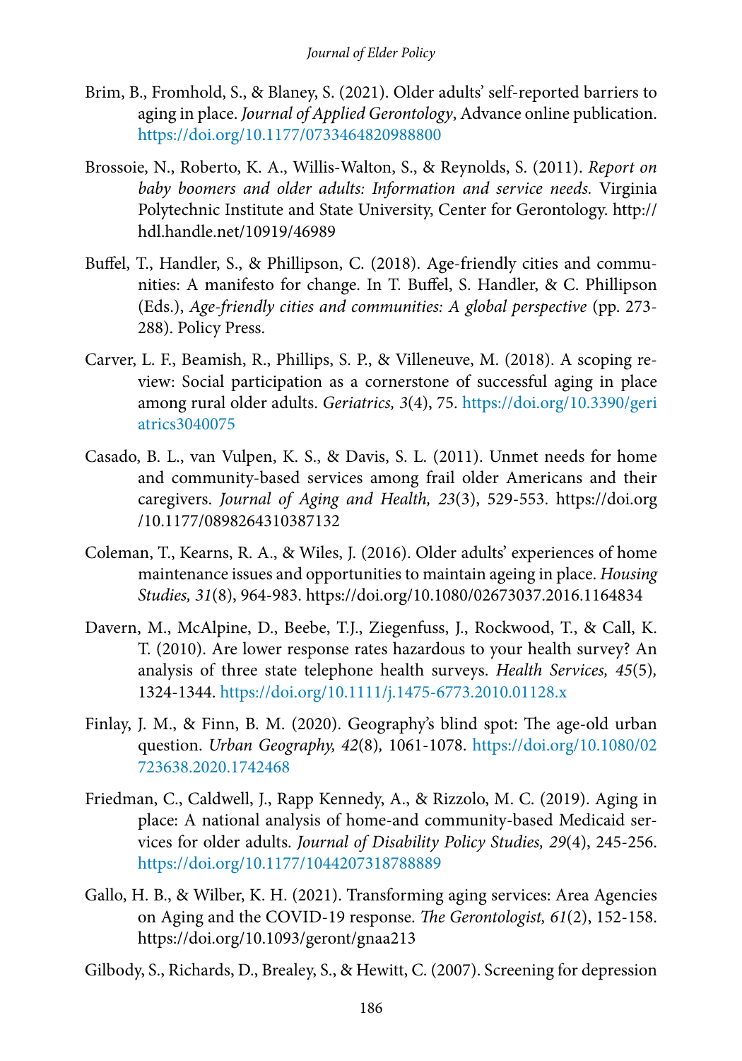Brim, B., Fromhold, S., & Blaney, S. (2021). Older adults' self-reported barriers to aging in place. *Journal of Applied Gerontology*, Advance online publication. https://doi.org/10.1177/0733464820988800

Brossoie, N., Roberto, K. A., Willis-Walton, S., & Reynolds, S. (2011). *Report on baby boomers and older adults: Information and service needs.* Virginia Polytechnic Institute and State University, Center for Gerontology. http://hdl.handle.net/10919/46989

Buffel, T., Handler, S., & Phillipson, C. (2018). Age-friendly cities and communities: A manifesto for change. In T. Buffel, S. Handler, & C. Phillipson (Eds.), *Age-friendly cities and communities: A global perspective* (pp. 273-288). Policy Press.

Carver, L. F., Beamish, R., Phillips, S. P., & Villeneuve, M. (2018). A scoping review: Social participation as a cornerstone of successful aging in place among rural older adults. *Geriatrics, 3*(4), 75. https://doi.org/10.3390/geriatrics3040075

Casado, B. L., van Vulpen, K. S., & Davis, S. L. (2011). Unmet needs for home and community-based services among frail older Americans and their caregivers. *Journal of Aging and Health, 23*(3), 529-553. https://doi.org/10.1177/0898264310387132

Coleman, T., Kearns, R. A., & Wiles, J. (2016). Older adults' experiences of home maintenance issues and opportunities to maintain ageing in place. *Housing Studies, 31*(8), 964-983. https://doi.org/10.1080/02673037.2016.1164834

Davern, M., McAlpine, D., Beebe, T.J., Ziegenfuss, J., Rockwood, T., & Call, K. T. (2010). Are lower response rates hazardous to your health survey? An analysis of three state telephone health surveys. *Health Services, 45*(5), 1324-1344. https://doi.org/10.1111/j.1475-6773.2010.01128.x

Finlay, J. M., & Finn, B. M. (2020). Geography's blind spot: The age-old urban question. *Urban Geography, 42*(8), 1061-1078. https://doi.org/10.1080/02723638.2020.1742468

Friedman, C., Caldwell, J., Rapp Kennedy, A., & Rizzolo, M. C. (2019). Aging in place: A national analysis of home-and community-based Medicaid services for older adults. *Journal of Disability Policy Studies, 29*(4), 245-256. https://doi.org/10.1177/1044207318788889

Gallo, H. B., & Wilber, K. H. (2021). Transforming aging services: Area Agencies on Aging and the COVID-19 response. *The Gerontologist, 61*(2), 152-158. https://doi.org/10.1093/geront/gnaa213

Gilbody, S., Richards, D., Brealey, S., & Hewitt, C. (2007). Screening for depression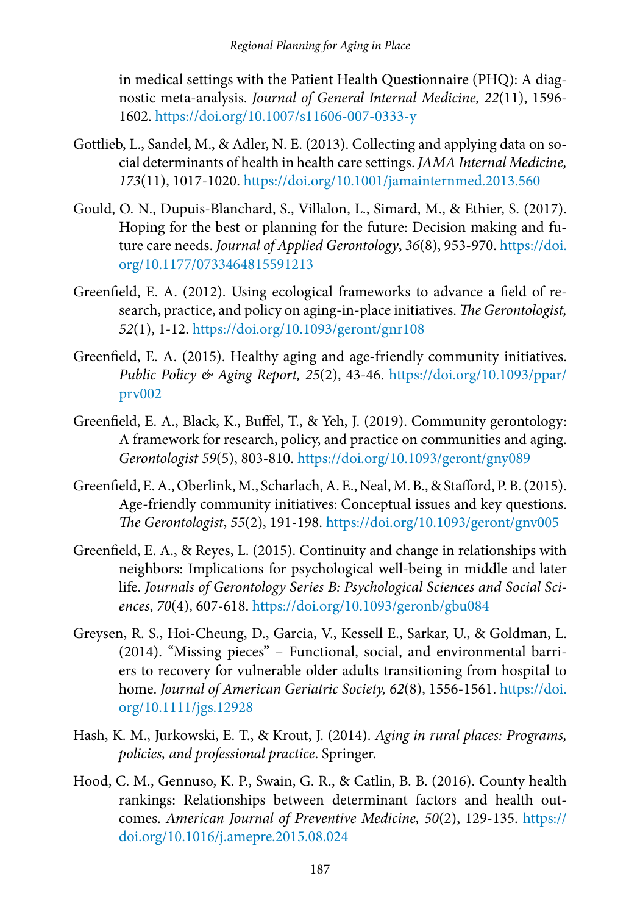in medical settings with the Patient Health Questionnaire (PHQ): A diagnostic meta-analysis. *Journal of General Internal Medicine, 22*(11), 1596-1602. https://doi.org/10.1007/s11606-007-0333-y

Gottlieb, L., Sandel, M., & Adler, N. E. (2013). Collecting and applying data on social determinants of health in health care settings. *JAMA Internal Medicine, 173*(11), 1017-1020. https://doi.org/10.1001/jamainternmed.2013.560

Gould, O. N., Dupuis-Blanchard, S., Villalon, L., Simard, M., & Ethier, S. (2017). Hoping for the best or planning for the future: Decision making and future care needs. *Journal of Applied Gerontology*, *36*(8), 953-970. https://doi.org/10.1177/0733464815591213

Greenfield, E. A. (2012). Using ecological frameworks to advance a field of research, practice, and policy on aging-in-place initiatives. *The Gerontologist, 52*(1), 1-12. https://doi.org/10.1093/geront/gnr108

Greenfield, E. A. (2015). Healthy aging and age-friendly community initiatives. *Public Policy & Aging Report, 25*(2), 43-46. https://doi.org/10.1093/ppar/prv002

Greenfield, E. A., Black, K., Buffel, T., & Yeh, J. (2019). Community gerontology: A framework for research, policy, and practice on communities and aging. *Gerontologist 59*(5), 803-810. https://doi.org/10.1093/geront/gny089

Greenfield, E. A., Oberlink, M., Scharlach, A. E., Neal, M. B., & Stafford, P. B. (2015). Age-friendly community initiatives: Conceptual issues and key questions. *The Gerontologist*, *55*(2), 191-198. https://doi.org/10.1093/geront/gnv005

Greenfield, E. A., & Reyes, L. (2015). Continuity and change in relationships with neighbors: Implications for psychological well-being in middle and later life. *Journals of Gerontology Series B: Psychological Sciences and Social Sciences*, *70*(4), 607-618. https://doi.org/10.1093/geronb/gbu084

Greysen, R. S., Hoi-Cheung, D., Garcia, V., Kessell E., Sarkar, U., & Goldman, L. (2014). "Missing pieces" – Functional, social, and environmental barriers to recovery for vulnerable older adults transitioning from hospital to home. *Journal of American Geriatric Society, 62*(8), 1556-1561. https://doi.org/10.1111/jgs.12928

Hash, K. M., Jurkowski, E. T., & Krout, J. (2014). *Aging in rural places: Programs, policies, and professional practice*. Springer.

Hood, C. M., Gennuso, K. P., Swain, G. R., & Catlin, B. B. (2016). County health rankings: Relationships between determinant factors and health outcomes. *American Journal of Preventive Medicine, 50*(2), 129-135. https://doi.org/10.1016/j.amepre.2015.08.024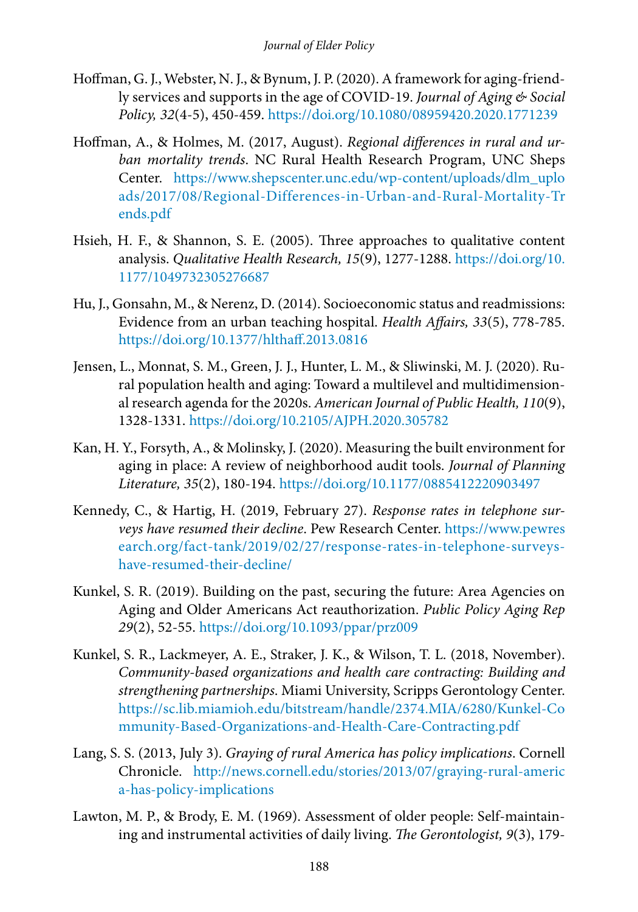Hoffman, G. J., Webster, N. J., & Bynum, J. P. (2020). A framework for aging-friendly services and supports in the age of COVID-19. *Journal of Aging & Social Policy, 32*(4-5), 450-459. https://doi.org/10.1080/08959420.2020.1771239

Hoffman, A., & Holmes, M. (2017, August). *Regional differences in rural and urban mortality trends*. NC Rural Health Research Program, UNC Sheps Center. https://www.shepscenter.unc.edu/wp-content/uploads/dlm_uploads/2017/08/Regional-Differences-in-Urban-and-Rural-Mortality-Trends.pdf

Hsieh, H. F., & Shannon, S. E. (2005). Three approaches to qualitative content analysis. *Qualitative Health Research, 15*(9), 1277-1288. https://doi.org/10.1177/1049732305276687

Hu, J., Gonsahn, M., & Nerenz, D. (2014). Socioeconomic status and readmissions: Evidence from an urban teaching hospital. *Health Affairs, 33*(5), 778-785. https://doi.org/10.1377/hlthaff.2013.0816

Jensen, L., Monnat, S. M., Green, J. J., Hunter, L. M., & Sliwinski, M. J. (2020). Rural population health and aging: Toward a multilevel and multidimensional research agenda for the 2020s. *American Journal of Public Health, 110*(9), 1328-1331. https://doi.org/10.2105/AJPH.2020.305782

Kan, H. Y., Forsyth, A., & Molinsky, J. (2020). Measuring the built environment for aging in place: A review of neighborhood audit tools. *Journal of Planning Literature, 35*(2), 180-194. https://doi.org/10.1177/0885412220903497

Kennedy, C., & Hartig, H. (2019, February 27). *Response rates in telephone surveys have resumed their decline*. Pew Research Center. https://www.pewresearch.org/fact-tank/2019/02/27/response-rates-in-telephone-surveys-have-resumed-their-decline/

Kunkel, S. R. (2019). Building on the past, securing the future: Area Agencies on Aging and Older Americans Act reauthorization. *Public Policy Aging Rep 29*(2), 52-55. https://doi.org/10.1093/ppar/prz009

Kunkel, S. R., Lackmeyer, A. E., Straker, J. K., & Wilson, T. L. (2018, November). *Community-based organizations and health care contracting: Building and strengthening partnerships*. Miami University, Scripps Gerontology Center. https://sc.lib.miamioh.edu/bitstream/handle/2374.MIA/6280/Kunkel-Community-Based-Organizations-and-Health-Care-Contracting.pdf

Lang, S. S. (2013, July 3). *Graying of rural America has policy implications*. Cornell Chronicle. http://news.cornell.edu/stories/2013/07/graying-rural-america-has-policy-implications

Lawton, M. P., & Brody, E. M. (1969). Assessment of older people: Self-maintaining and instrumental activities of daily living. *The Gerontologist, 9*(3), 179-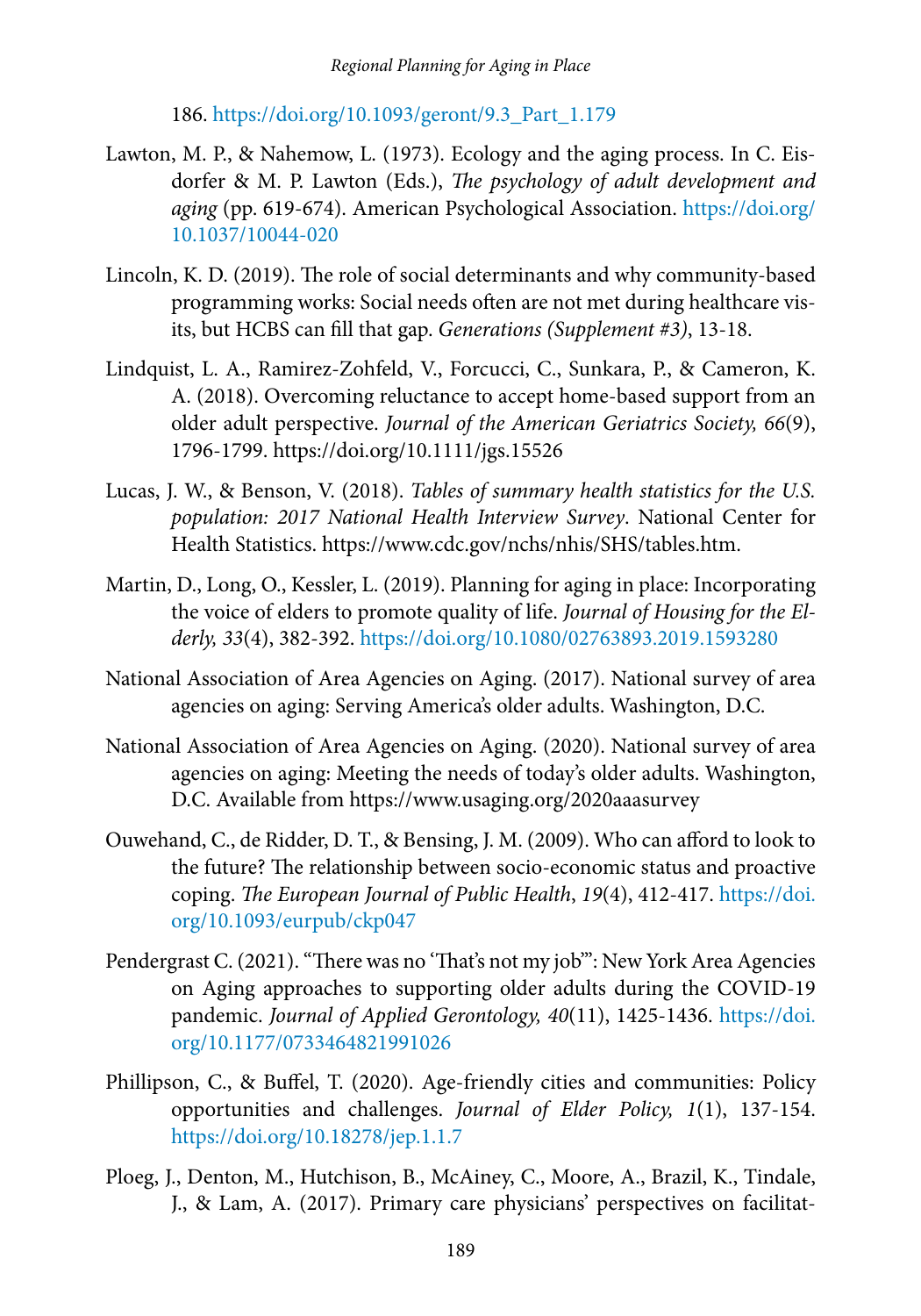186. https://doi.org/10.1093/geront/9.3_Part_1.179

Lawton, M. P., & Nahemow, L. (1973). Ecology and the aging process. In C. Eisdorfer & M. P. Lawton (Eds.), *The psychology of adult development and aging* (pp. 619-674). American Psychological Association. https://doi.org/10.1037/10044-020

Lincoln, K. D. (2019). The role of social determinants and why community-based programming works: Social needs often are not met during healthcare visits, but HCBS can fill that gap. *Generations (Supplement #3)*, 13-18.

Lindquist, L. A., Ramirez-Zohfeld, V., Forcucci, C., Sunkara, P., & Cameron, K. A. (2018). Overcoming reluctance to accept home-based support from an older adult perspective. *Journal of the American Geriatrics Society, 66*(9), 1796-1799. https://doi.org/10.1111/jgs.15526

Lucas, J. W., & Benson, V. (2018). *Tables of summary health statistics for the U.S. population: 2017 National Health Interview Survey*. National Center for Health Statistics. https://www.cdc.gov/nchs/nhis/SHS/tables.htm.

Martin, D., Long, O., Kessler, L. (2019). Planning for aging in place: Incorporating the voice of elders to promote quality of life. *Journal of Housing for the Elderly, 33*(4), 382-392. https://doi.org/10.1080/02763893.2019.1593280

National Association of Area Agencies on Aging. (2017). National survey of area agencies on aging: Serving America's older adults. Washington, D.C.

National Association of Area Agencies on Aging. (2020). National survey of area agencies on aging: Meeting the needs of today's older adults. Washington, D.C. Available from https://www.usaging.org/2020aaasurvey

Ouwehand, C., de Ridder, D. T., & Bensing, J. M. (2009). Who can afford to look to the future? The relationship between socio-economic status and proactive coping. *The European Journal of Public Health*, *19*(4), 412-417. https://doi.org/10.1093/eurpub/ckp047

Pendergrast C. (2021). "There was no 'That's not my job'": New York Area Agencies on Aging approaches to supporting older adults during the COVID-19 pandemic. *Journal of Applied Gerontology, 40*(11), 1425-1436. https://doi.org/10.1177/0733464821991026

Phillipson, C., & Buffel, T. (2020). Age-friendly cities and communities: Policy opportunities and challenges. *Journal of Elder Policy, 1*(1), 137-154. https://doi.org/10.18278/jep.1.1.7

Ploeg, J., Denton, M., Hutchison, B., McAiney, C., Moore, A., Brazil, K., Tindale, J., & Lam, A. (2017). Primary care physicians' perspectives on facilitat-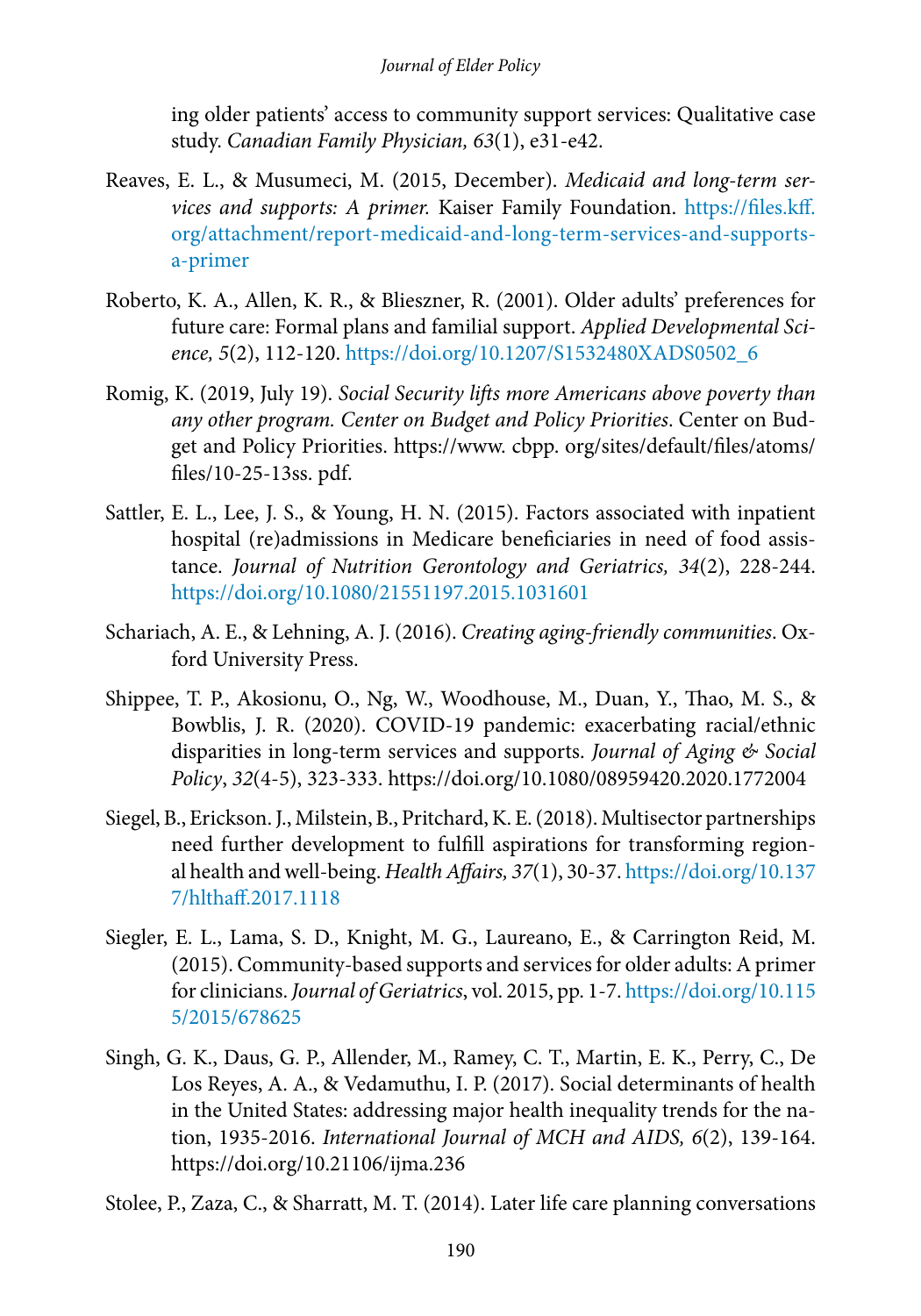ing older patients' access to community support services: Qualitative case study. *Canadian Family Physician, 63*(1), e31-e42.

Reaves, E. L., & Musumeci, M. (2015, December). *Medicaid and long-term services and supports: A primer.* Kaiser Family Foundation. https://files.kff.org/attachment/report-medicaid-and-long-term-services-and-supports-a-primer

Roberto, K. A., Allen, K. R., & Blieszner, R. (2001). Older adults' preferences for future care: Formal plans and familial support. *Applied Developmental Science, 5*(2), 112-120. https://doi.org/10.1207/S1532480XADS0502_6

Romig, K. (2019, July 19). *Social Security lifts more Americans above poverty than any other program. Center on Budget and Policy Priorities*. Center on Budget and Policy Priorities. https://www. cbpp. org/sites/default/files/atoms/files/10-25-13ss. pdf.

Sattler, E. L., Lee, J. S., & Young, H. N. (2015). Factors associated with inpatient hospital (re)admissions in Medicare beneficiaries in need of food assistance. *Journal of Nutrition Gerontology and Geriatrics, 34*(2), 228-244. https://doi.org/10.1080/21551197.2015.1031601

Schariach, A. E., & Lehning, A. J. (2016). *Creating aging-friendly communities*. Oxford University Press.

Shippee, T. P., Akosionu, O., Ng, W., Woodhouse, M., Duan, Y., Thao, M. S., & Bowblis, J. R. (2020). COVID-19 pandemic: exacerbating racial/ethnic disparities in long-term services and supports. *Journal of Aging & Social Policy*, *32*(4-5), 323-333. https://doi.org/10.1080/08959420.2020.1772004

Siegel, B., Erickson. J., Milstein, B., Pritchard, K. E. (2018). Multisector partnerships need further development to fulfill aspirations for transforming regional health and well-being. *Health Affairs, 37*(1), 30-37. https://doi.org/10.1377/hlthaff.2017.1118

Siegler, E. L., Lama, S. D., Knight, M. G., Laureano, E., & Carrington Reid, M. (2015). Community-based supports and services for older adults: A primer for clinicians. *Journal of Geriatrics*, vol. 2015, pp. 1-7. https://doi.org/10.1155/2015/678625

Singh, G. K., Daus, G. P., Allender, M., Ramey, C. T., Martin, E. K., Perry, C., De Los Reyes, A. A., & Vedamuthu, I. P. (2017). Social determinants of health in the United States: addressing major health inequality trends for the nation, 1935-2016. *International Journal of MCH and AIDS, 6*(2), 139-164. https://doi.org/10.21106/ijma.236

Stolee, P., Zaza, C., & Sharratt, M. T. (2014). Later life care planning conversations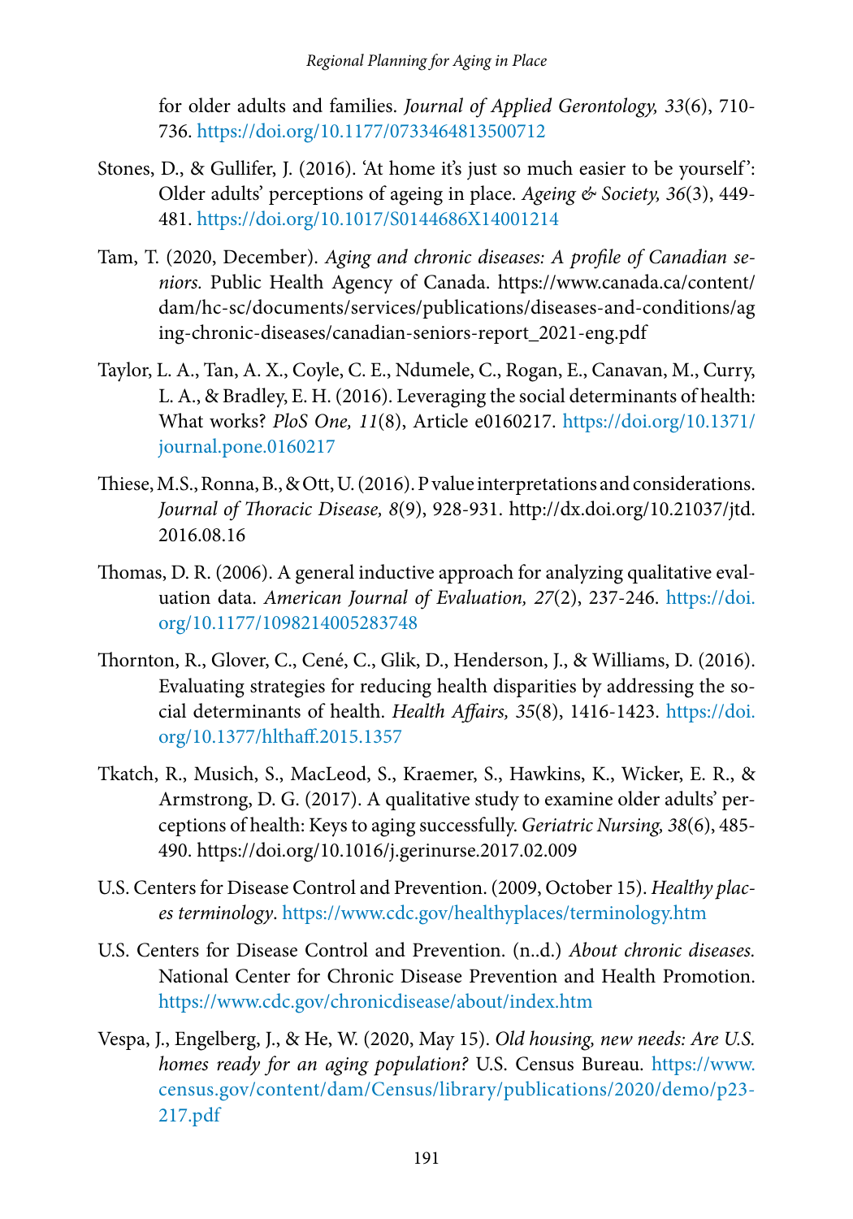for older adults and families. *Journal of Applied Gerontology, 33*(6), 710-736. https://doi.org/10.1177/0733464813500712

Stones, D., & Gullifer, J. (2016). 'At home it's just so much easier to be yourself': Older adults' perceptions of ageing in place. *Ageing & Society, 36*(3), 449-481. https://doi.org/10.1017/S0144686X14001214

Tam, T. (2020, December). *Aging and chronic diseases: A profile of Canadian seniors.* Public Health Agency of Canada. https://www.canada.ca/content/dam/hc-sc/documents/services/publications/diseases-and-conditions/aging-chronic-diseases/canadian-seniors-report_2021-eng.pdf

Taylor, L. A., Tan, A. X., Coyle, C. E., Ndumele, C., Rogan, E., Canavan, M., Curry, L. A., & Bradley, E. H. (2016). Leveraging the social determinants of health: What works? *PloS One, 11*(8), Article e0160217. https://doi.org/10.1371/journal.pone.0160217

Thiese, M.S., Ronna, B., & Ott, U. (2016). P value interpretations and considerations. *Journal of Thoracic Disease, 8*(9), 928-931. http://dx.doi.org/10.21037/jtd.2016.08.16

Thomas, D. R. (2006). A general inductive approach for analyzing qualitative evaluation data. *American Journal of Evaluation, 27*(2), 237-246. https://doi.org/10.1177/1098214005283748

Thornton, R., Glover, C., Cené, C., Glik, D., Henderson, J., & Williams, D. (2016). Evaluating strategies for reducing health disparities by addressing the social determinants of health. *Health Affairs, 35*(8), 1416-1423. https://doi.org/10.1377/hlthaff.2015.1357

Tkatch, R., Musich, S., MacLeod, S., Kraemer, S., Hawkins, K., Wicker, E. R., & Armstrong, D. G. (2017). A qualitative study to examine older adults' perceptions of health: Keys to aging successfully. *Geriatric Nursing, 38*(6), 485-490. https://doi.org/10.1016/j.gerinurse.2017.02.009

U.S. Centers for Disease Control and Prevention. (2009, October 15). *Healthy places terminology*. https://www.cdc.gov/healthyplaces/terminology.htm

U.S. Centers for Disease Control and Prevention. (n..d.) *About chronic diseases.* National Center for Chronic Disease Prevention and Health Promotion. https://www.cdc.gov/chronicdisease/about/index.htm

Vespa, J., Engelberg, J., & He, W. (2020, May 15). *Old housing, new needs: Are U.S. homes ready for an aging population?* U.S. Census Bureau. https://www.census.gov/content/dam/Census/library/publications/2020/demo/p23-217.pdf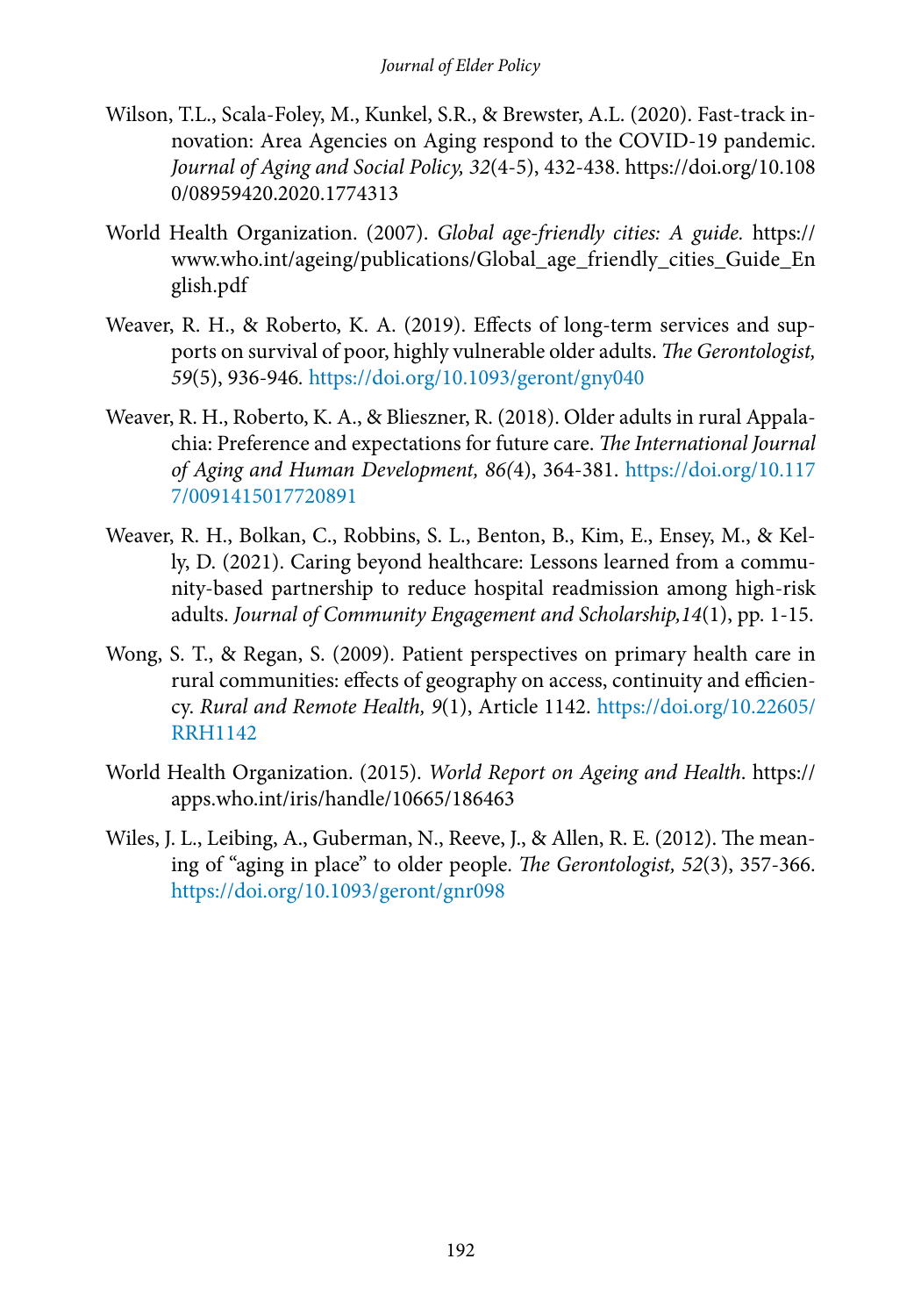Wilson, T.L., Scala-Foley, M., Kunkel, S.R., & Brewster, A.L. (2020). Fast-track innovation: Area Agencies on Aging respond to the COVID-19 pandemic. *Journal of Aging and Social Policy, 32*(4-5), 432-438. https://doi.org/10.1080/08959420.2020.1774313

World Health Organization. (2007). *Global age-friendly cities: A guide.* https://www.who.int/ageing/publications/Global_age_friendly_cities_Guide_English.pdf

Weaver, R. H., & Roberto, K. A. (2019). Effects of long-term services and supports on survival of poor, highly vulnerable older adults. *The Gerontologist, 59*(5), 936-946. https://doi.org/10.1093/geront/gny040

Weaver, R. H., Roberto, K. A., & Blieszner, R. (2018). Older adults in rural Appalachia: Preference and expectations for future care. *The International Journal of Aging and Human Development, 86(*4), 364-381. https://doi.org/10.1177/0091415017720891

Weaver, R. H., Bolkan, C., Robbins, S. L., Benton, B., Kim, E., Ensey, M., & Kelly, D. (2021). Caring beyond healthcare: Lessons learned from a community-based partnership to reduce hospital readmission among high-risk adults. *Journal of Community Engagement and Scholarship,14*(1), pp. 1-15.

Wong, S. T., & Regan, S. (2009). Patient perspectives on primary health care in rural communities: effects of geography on access, continuity and efficiency. *Rural and Remote Health, 9*(1), Article 1142. https://doi.org/10.22605/RRH1142

World Health Organization. (2015). *World Report on Ageing and Health*. https://apps.who.int/iris/handle/10665/186463

Wiles, J. L., Leibing, A., Guberman, N., Reeve, J., & Allen, R. E. (2012). The meaning of "aging in place" to older people. *The Gerontologist, 52*(3), 357-366. https://doi.org/10.1093/geront/gnr098